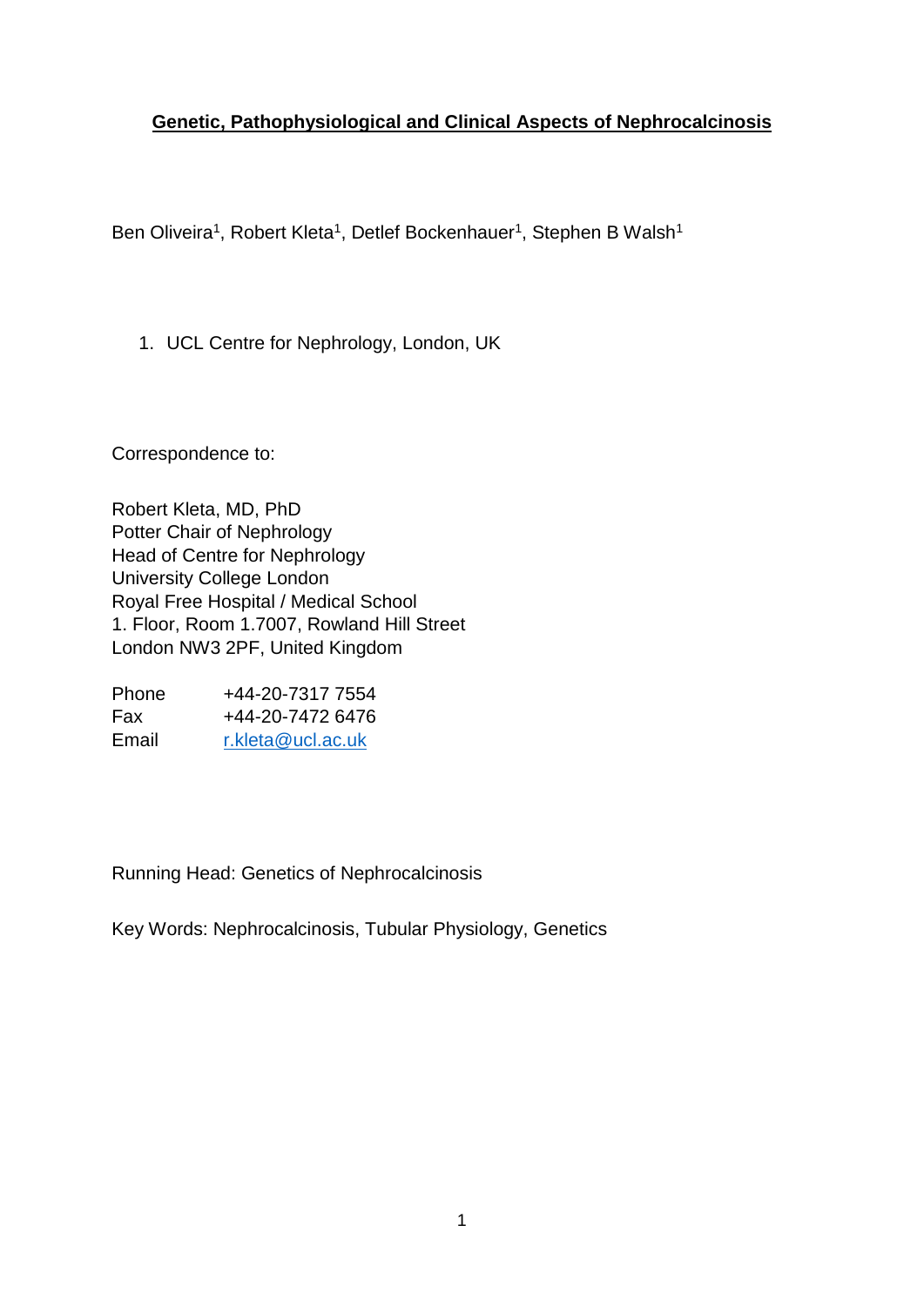# Genetic, Pathophysiological and Clinical Aspects of Nephrocalcinosis

Ben Oliveira[1], Robert Kleta[1], Detlef Bockenhauer[1], Stephen B Walsh[1]

1. UCL Centre for Nephrology, London, UK

Correspondence to:

Robert Kleta, MD, PhD
Potter Chair of Nephrology
Head of Centre for Nephrology
University College London
Royal Free Hospital / Medical School
1. Floor, Room 1.7007, Rowland Hill Street
London NW3 2PF, United Kingdom

| | |
|---|---|
| Phone | +44-20-7317 7554 |
| Fax | +44-20-7472 6476 |
| Email | r.kleta@ucl.ac.uk |

Running Head: Genetics of Nephrocalcinosis

Key Words: Nephrocalcinosis, Tubular Physiology, Genetics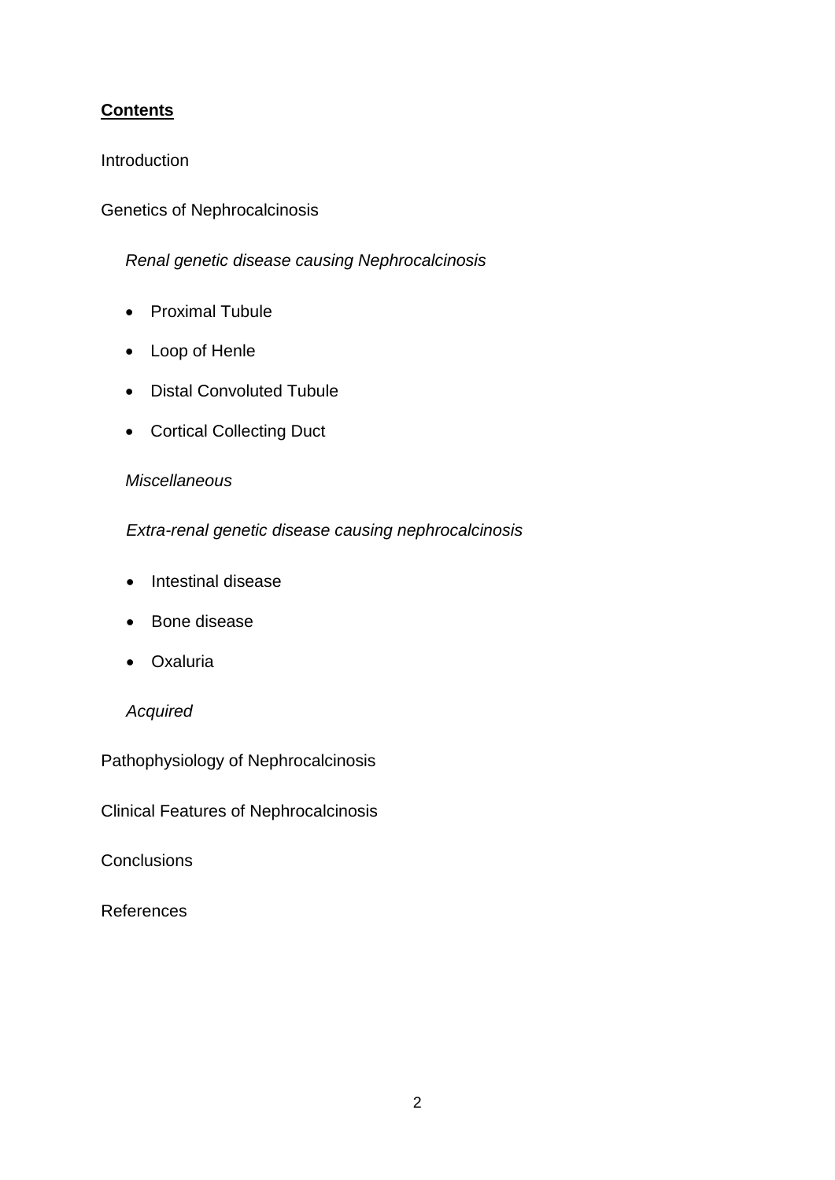**Contents**

Introduction

Genetics of Nephrocalcinosis

*Renal genetic disease causing Nephrocalcinosis*

- Proximal Tubule
- Loop of Henle
- Distal Convoluted Tubule
- Cortical Collecting Duct

*Miscellaneous*

*Extra-renal genetic disease causing nephrocalcinosis*

- Intestinal disease
- Bone disease
- Oxaluria

*Acquired*

Pathophysiology of Nephrocalcinosis

Clinical Features of Nephrocalcinosis

Conclusions

References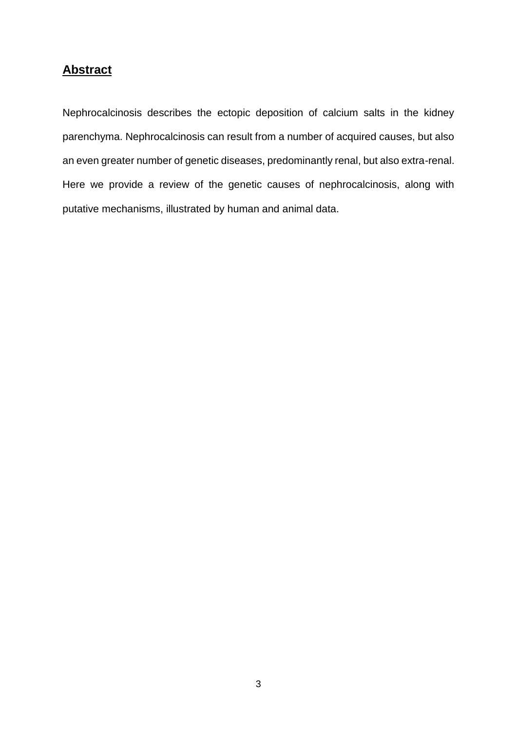## **Abstract**

Nephrocalcinosis describes the ectopic deposition of calcium salts in the kidney parenchyma. Nephrocalcinosis can result from a number of acquired causes, but also an even greater number of genetic diseases, predominantly renal, but also extra-renal. Here we provide a review of the genetic causes of nephrocalcinosis, along with putative mechanisms, illustrated by human and animal data.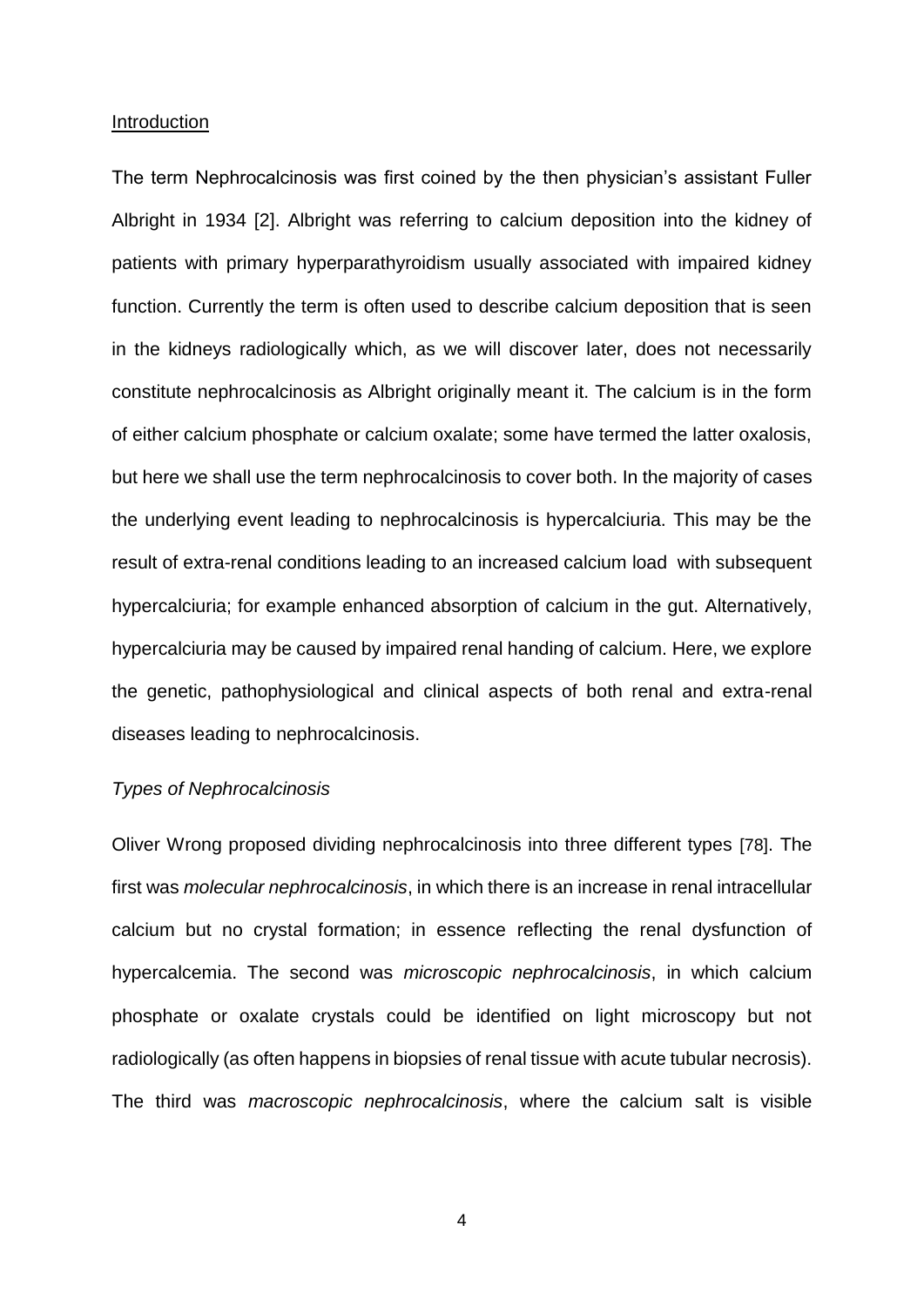## Introduction

The term Nephrocalcinosis was first coined by the then physician's assistant Fuller Albright in 1934 [2]. Albright was referring to calcium deposition into the kidney of patients with primary hyperparathyroidism usually associated with impaired kidney function. Currently the term is often used to describe calcium deposition that is seen in the kidneys radiologically which, as we will discover later, does not necessarily constitute nephrocalcinosis as Albright originally meant it. The calcium is in the form of either calcium phosphate or calcium oxalate; some have termed the latter oxalosis, but here we shall use the term nephrocalcinosis to cover both. In the majority of cases the underlying event leading to nephrocalcinosis is hypercalciuria. This may be the result of extra-renal conditions leading to an increased calcium load with subsequent hypercalciuria; for example enhanced absorption of calcium in the gut. Alternatively, hypercalciuria may be caused by impaired renal handing of calcium. Here, we explore the genetic, pathophysiological and clinical aspects of both renal and extra-renal diseases leading to nephrocalcinosis.

### *Types of Nephrocalcinosis*

Oliver Wrong proposed dividing nephrocalcinosis into three different types [78]. The first was *molecular nephrocalcinosis*, in which there is an increase in renal intracellular calcium but no crystal formation; in essence reflecting the renal dysfunction of hypercalcemia. The second was *microscopic nephrocalcinosis*, in which calcium phosphate or oxalate crystals could be identified on light microscopy but not radiologically (as often happens in biopsies of renal tissue with acute tubular necrosis). The third was *macroscopic nephrocalcinosis*, where the calcium salt is visible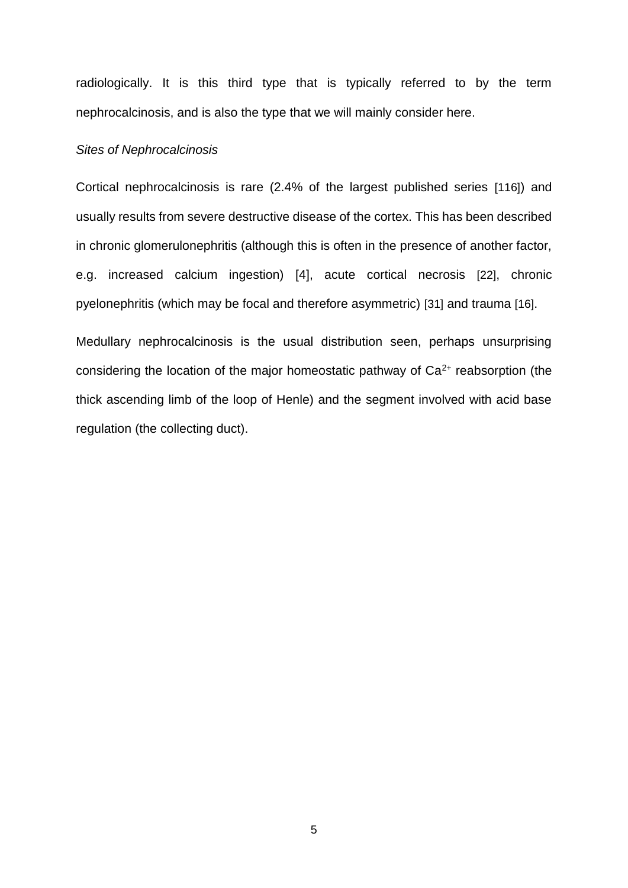radiologically. It is this third type that is typically referred to by the term nephrocalcinosis, and is also the type that we will mainly consider here.

*Sites of Nephrocalcinosis*

Cortical nephrocalcinosis is rare (2.4% of the largest published series [116]) and usually results from severe destructive disease of the cortex. This has been described in chronic glomerulonephritis (although this is often in the presence of another factor, e.g. increased calcium ingestion) [4], acute cortical necrosis [22], chronic pyelonephritis (which may be focal and therefore asymmetric) [31] and trauma [16].

Medullary nephrocalcinosis is the usual distribution seen, perhaps unsurprising considering the location of the major homeostatic pathway of $Ca^{2+}$ reabsorption (the thick ascending limb of the loop of Henle) and the segment involved with acid base regulation (the collecting duct).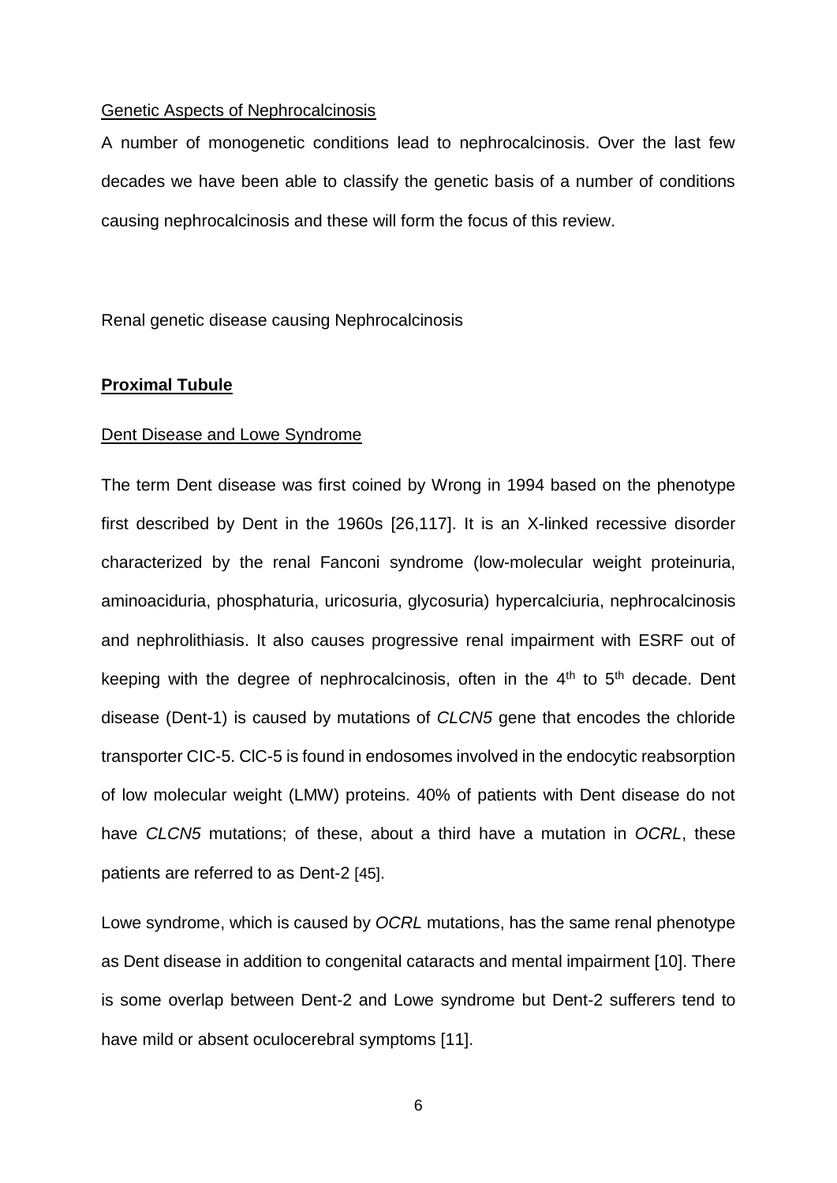Genetic Aspects of Nephrocalcinosis

A number of monogenetic conditions lead to nephrocalcinosis. Over the last few decades we have been able to classify the genetic basis of a number of conditions causing nephrocalcinosis and these will form the focus of this review.

Renal genetic disease causing Nephrocalcinosis

## **Proximal Tubule**

### Dent Disease and Lowe Syndrome

The term Dent disease was first coined by Wrong in 1994 based on the phenotype first described by Dent in the 1960s [26,117]. It is an X-linked recessive disorder characterized by the renal Fanconi syndrome (low-molecular weight proteinuria, aminoaciduria, phosphaturia, uricosuria, glycosuria) hypercalciuria, nephrocalcinosis and nephrolithiasis. It also causes progressive renal impairment with ESRF out of keeping with the degree of nephrocalcinosis, often in the 4th to 5th decade. Dent disease (Dent-1) is caused by mutations of *CLCN5* gene that encodes the chloride transporter CIC-5. ClC-5 is found in endosomes involved in the endocytic reabsorption of low molecular weight (LMW) proteins. 40% of patients with Dent disease do not have *CLCN5* mutations; of these, about a third have a mutation in *OCRL*, these patients are referred to as Dent-2 [45].

Lowe syndrome, which is caused by *OCRL* mutations, has the same renal phenotype as Dent disease in addition to congenital cataracts and mental impairment [10]. There is some overlap between Dent-2 and Lowe syndrome but Dent-2 sufferers tend to have mild or absent oculocerebral symptoms [11].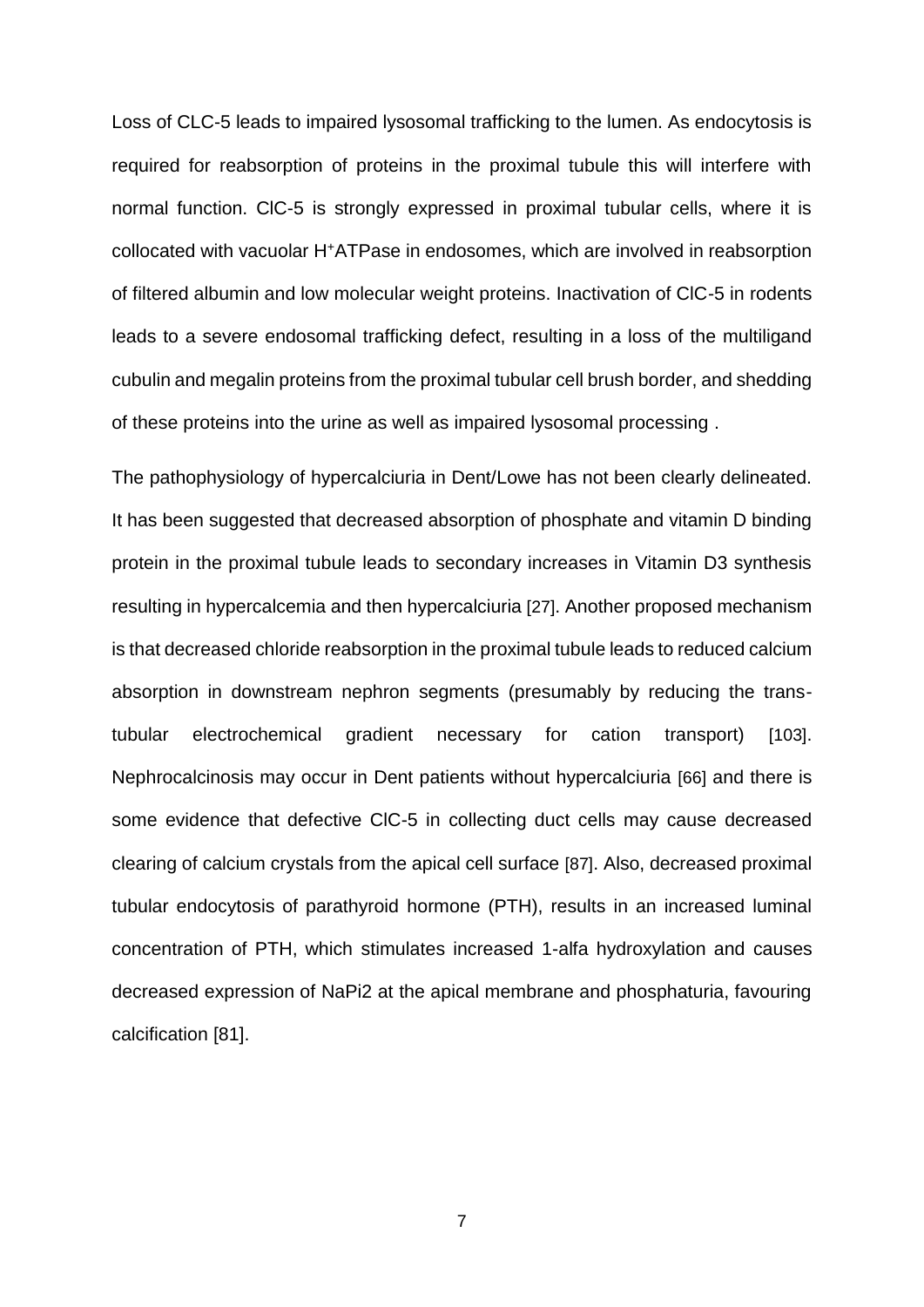Loss of CLC-5 leads to impaired lysosomal trafficking to the lumen. As endocytosis is required for reabsorption of proteins in the proximal tubule this will interfere with normal function. ClC-5 is strongly expressed in proximal tubular cells, where it is collocated with vacuolar $H^+$ATPase in endosomes, which are involved in reabsorption of filtered albumin and low molecular weight proteins. Inactivation of ClC-5 in rodents leads to a severe endosomal trafficking defect, resulting in a loss of the multiligand cubulin and megalin proteins from the proximal tubular cell brush border, and shedding of these proteins into the urine as well as impaired lysosomal processing .

The pathophysiology of hypercalciuria in Dent/Lowe has not been clearly delineated. It has been suggested that decreased absorption of phosphate and vitamin D binding protein in the proximal tubule leads to secondary increases in Vitamin D3 synthesis resulting in hypercalcemia and then hypercalciuria [27]. Another proposed mechanism is that decreased chloride reabsorption in the proximal tubule leads to reduced calcium absorption in downstream nephron segments (presumably by reducing the trans-tubular electrochemical gradient necessary for cation transport) [103]. Nephrocalcinosis may occur in Dent patients without hypercalciuria [66] and there is some evidence that defective ClC-5 in collecting duct cells may cause decreased clearing of calcium crystals from the apical cell surface [87]. Also, decreased proximal tubular endocytosis of parathyroid hormone (PTH), results in an increased luminal concentration of PTH, which stimulates increased 1-alfa hydroxylation and causes decreased expression of NaPi2 at the apical membrane and phosphaturia, favouring calcification [81].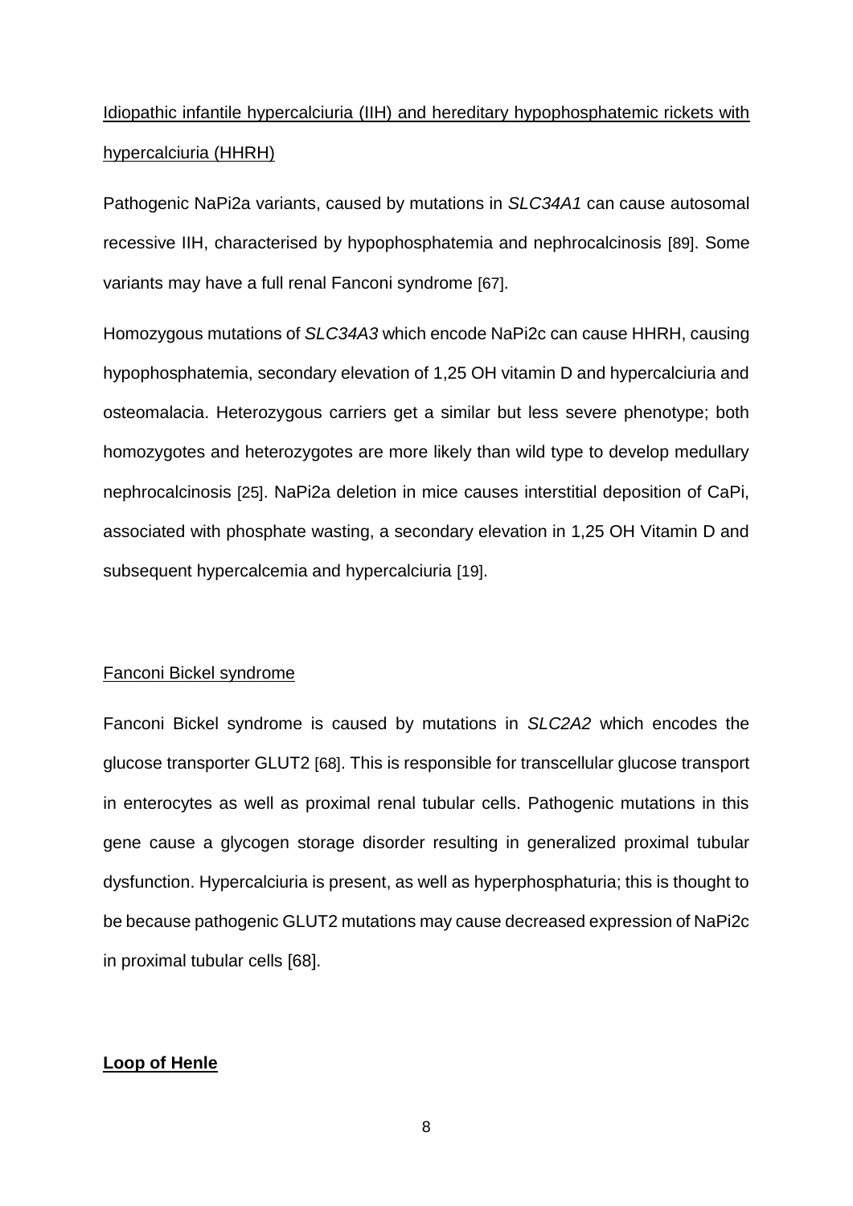Idiopathic infantile hypercalciuria (IIH) and hereditary hypophosphatemic rickets with hypercalciuria (HHRH)

Pathogenic NaPi2a variants, caused by mutations in *SLC34A1* can cause autosomal recessive IIH, characterised by hypophosphatemia and nephrocalcinosis [89]. Some variants may have a full renal Fanconi syndrome [67].

Homozygous mutations of *SLC34A3* which encode NaPi2c can cause HHRH, causing hypophosphatemia, secondary elevation of 1,25 OH vitamin D and hypercalciuria and osteomalacia. Heterozygous carriers get a similar but less severe phenotype; both homozygotes and heterozygotes are more likely than wild type to develop medullary nephrocalcinosis [25]. NaPi2a deletion in mice causes interstitial deposition of CaPi, associated with phosphate wasting, a secondary elevation in 1,25 OH Vitamin D and subsequent hypercalcemia and hypercalciuria [19].

Fanconi Bickel syndrome

Fanconi Bickel syndrome is caused by mutations in *SLC2A2* which encodes the glucose transporter GLUT2 [68]. This is responsible for transcellular glucose transport in enterocytes as well as proximal renal tubular cells. Pathogenic mutations in this gene cause a glycogen storage disorder resulting in generalized proximal tubular dysfunction. Hypercalciuria is present, as well as hyperphosphaturia; this is thought to be because pathogenic GLUT2 mutations may cause decreased expression of NaPi2c in proximal tubular cells [68].

## Loop of Henle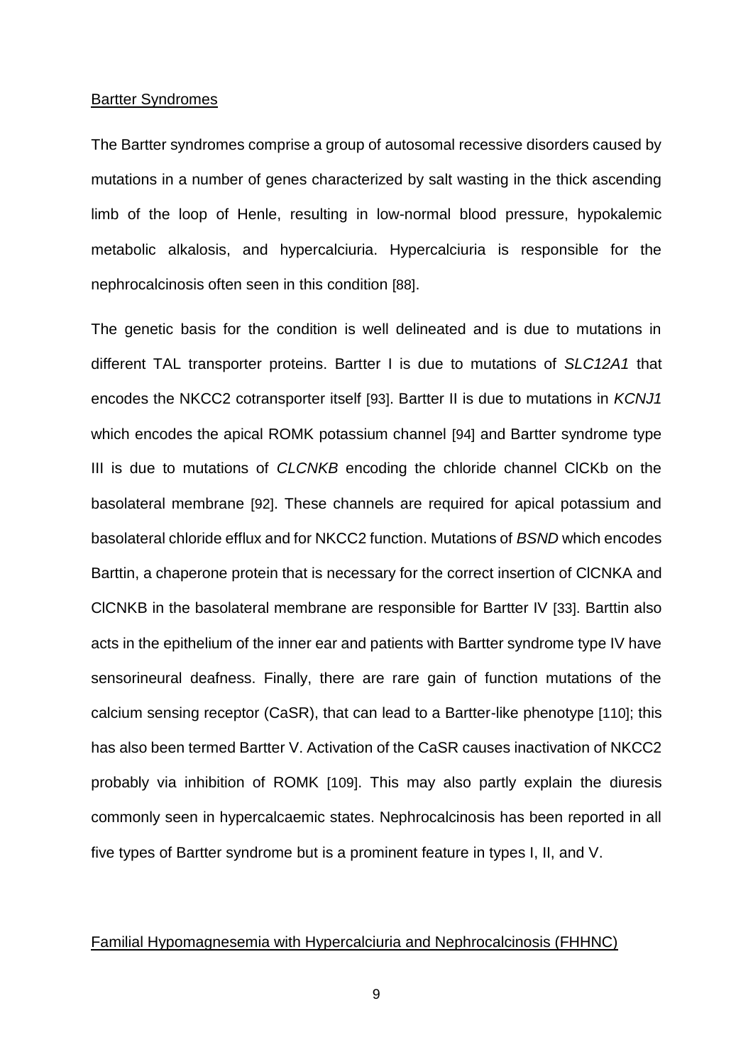## Bartter Syndromes

The Bartter syndromes comprise a group of autosomal recessive disorders caused by mutations in a number of genes characterized by salt wasting in the thick ascending limb of the loop of Henle, resulting in low-normal blood pressure, hypokalemic metabolic alkalosis, and hypercalciuria. Hypercalciuria is responsible for the nephrocalcinosis often seen in this condition [88].

The genetic basis for the condition is well delineated and is due to mutations in different TAL transporter proteins. Bartter I is due to mutations of *SLC12A1* that encodes the NKCC2 cotransporter itself [93]. Bartter II is due to mutations in *KCNJ1* which encodes the apical ROMK potassium channel [94] and Bartter syndrome type III is due to mutations of *CLCNKB* encoding the chloride channel ClCKb on the basolateral membrane [92]. These channels are required for apical potassium and basolateral chloride efflux and for NKCC2 function. Mutations of *BSND* which encodes Barttin, a chaperone protein that is necessary for the correct insertion of ClCNKA and ClCNKB in the basolateral membrane are responsible for Bartter IV [33]. Barttin also acts in the epithelium of the inner ear and patients with Bartter syndrome type IV have sensorineural deafness. Finally, there are rare gain of function mutations of the calcium sensing receptor (CaSR), that can lead to a Bartter-like phenotype [110]; this has also been termed Bartter V. Activation of the CaSR causes inactivation of NKCC2 probably via inhibition of ROMK [109]. This may also partly explain the diuresis commonly seen in hypercalcaemic states. Nephrocalcinosis has been reported in all five types of Bartter syndrome but is a prominent feature in types I, II, and V.

## Familial Hypomagnesemia with Hypercalciuria and Nephrocalcinosis (FHHNC)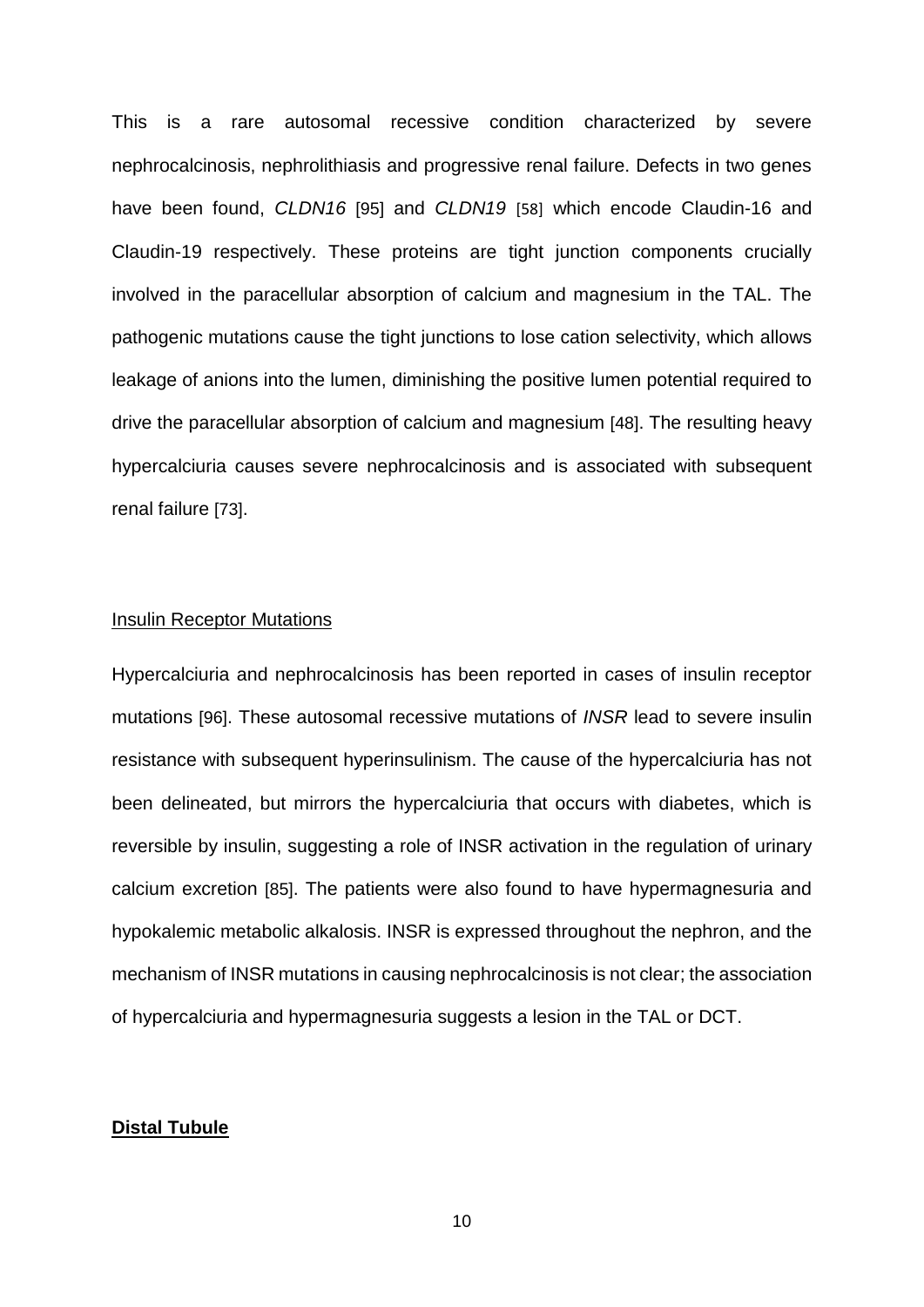This is a rare autosomal recessive condition characterized by severe nephrocalcinosis, nephrolithiasis and progressive renal failure. Defects in two genes have been found, *CLDN16* [95] and *CLDN19* [58] which encode Claudin-16 and Claudin-19 respectively. These proteins are tight junction components crucially involved in the paracellular absorption of calcium and magnesium in the TAL. The pathogenic mutations cause the tight junctions to lose cation selectivity, which allows leakage of anions into the lumen, diminishing the positive lumen potential required to drive the paracellular absorption of calcium and magnesium [48]. The resulting heavy hypercalciuria causes severe nephrocalcinosis and is associated with subsequent renal failure [73].

### Insulin Receptor Mutations

Hypercalciuria and nephrocalcinosis has been reported in cases of insulin receptor mutations [96]. These autosomal recessive mutations of *INSR* lead to severe insulin resistance with subsequent hyperinsulinism. The cause of the hypercalciuria has not been delineated, but mirrors the hypercalciuria that occurs with diabetes, which is reversible by insulin, suggesting a role of INSR activation in the regulation of urinary calcium excretion [85]. The patients were also found to have hypermagnesuria and hypokalemic metabolic alkalosis. INSR is expressed throughout the nephron, and the mechanism of INSR mutations in causing nephrocalcinosis is not clear; the association of hypercalciuria and hypermagnesuria suggests a lesion in the TAL or DCT.

## Distal Tubule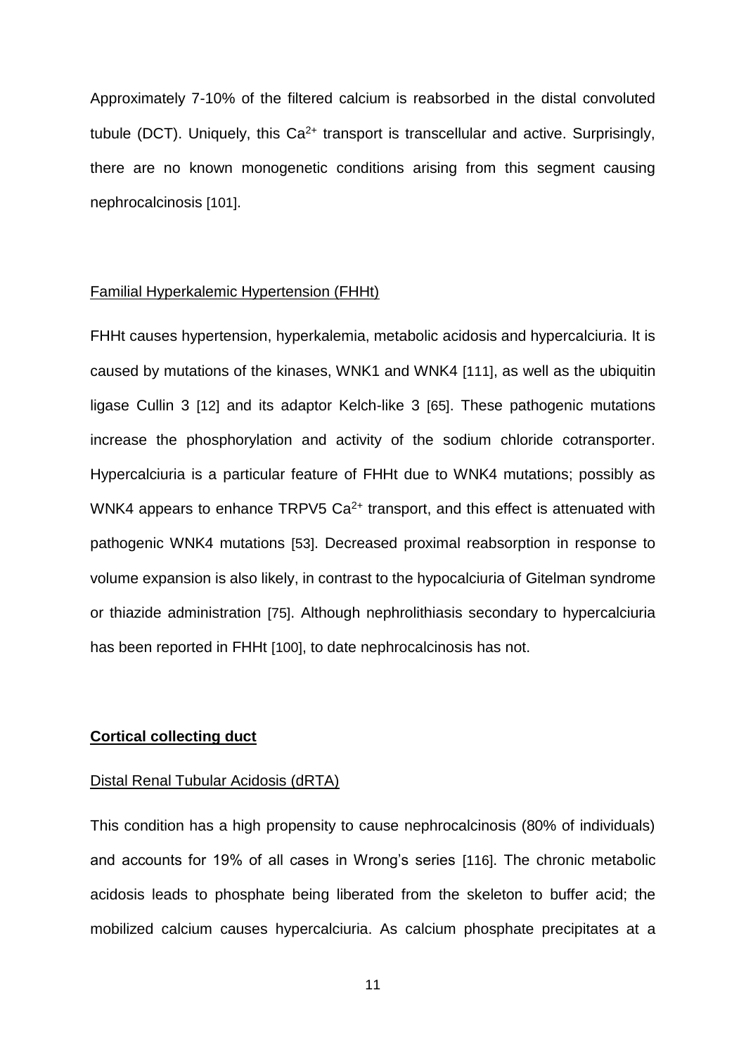Approximately 7-10% of the filtered calcium is reabsorbed in the distal convoluted tubule (DCT). Uniquely, this $Ca^{2+}$ transport is transcellular and active. Surprisingly, there are no known monogenetic conditions arising from this segment causing nephrocalcinosis [101].

Familial Hyperkalemic Hypertension (FHHt)

FHHt causes hypertension, hyperkalemia, metabolic acidosis and hypercalciuria. It is caused by mutations of the kinases, WNK1 and WNK4 [111], as well as the ubiquitin ligase Cullin 3 [12] and its adaptor Kelch-like 3 [65]. These pathogenic mutations increase the phosphorylation and activity of the sodium chloride cotransporter. Hypercalciuria is a particular feature of FHHt due to WNK4 mutations; possibly as WNK4 appears to enhance TRPV5 $Ca^{2+}$ transport, and this effect is attenuated with pathogenic WNK4 mutations [53]. Decreased proximal reabsorption in response to volume expansion is also likely, in contrast to the hypocalciuria of Gitelman syndrome or thiazide administration [75]. Although nephrolithiasis secondary to hypercalciuria has been reported in FHHt [100], to date nephrocalcinosis has not.

**Cortical collecting duct**

Distal Renal Tubular Acidosis (dRTA)

This condition has a high propensity to cause nephrocalcinosis (80% of individuals) and accounts for 19% of all cases in Wrong's series [116]. The chronic metabolic acidosis leads to phosphate being liberated from the skeleton to buffer acid; the mobilized calcium causes hypercalciuria. As calcium phosphate precipitates at a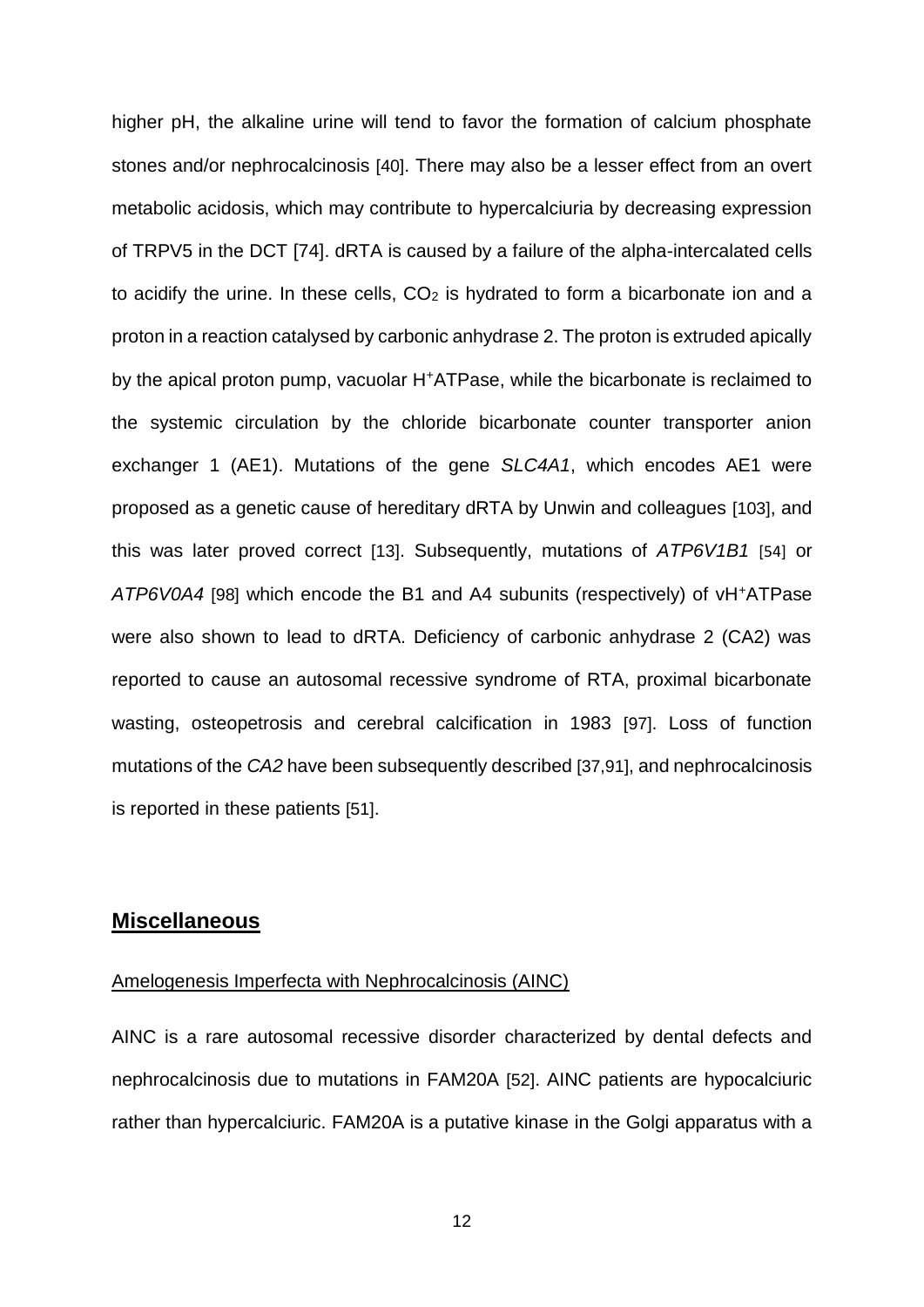higher pH, the alkaline urine will tend to favor the formation of calcium phosphate stones and/or nephrocalcinosis [40]. There may also be a lesser effect from an overt metabolic acidosis, which may contribute to hypercalciuria by decreasing expression of TRPV5 in the DCT [74]. dRTA is caused by a failure of the alpha-intercalated cells to acidify the urine. In these cells, $CO_2$ is hydrated to form a bicarbonate ion and a proton in a reaction catalysed by carbonic anhydrase 2. The proton is extruded apically by the apical proton pump, vacuolar $H^+$ATPase, while the bicarbonate is reclaimed to the systemic circulation by the chloride bicarbonate counter transporter anion exchanger 1 (AE1). Mutations of the gene *SLC4A1*, which encodes AE1 were proposed as a genetic cause of hereditary dRTA by Unwin and colleagues [103], and this was later proved correct [13]. Subsequently, mutations of *ATP6V1B1* [54] or *ATP6V0A4* [98] which encode the B1 and A4 subunits (respectively) of v$H^+$ATPase were also shown to lead to dRTA. Deficiency of carbonic anhydrase 2 (CA2) was reported to cause an autosomal recessive syndrome of RTA, proximal bicarbonate wasting, osteopetrosis and cerebral calcification in 1983 [97]. Loss of function mutations of the *CA2* have been subsequently described [37,91], and nephrocalcinosis is reported in these patients [51].

## Miscellaneous

### Amelogenesis Imperfecta with Nephrocalcinosis (AINC)

AINC is a rare autosomal recessive disorder characterized by dental defects and nephrocalcinosis due to mutations in FAM20A [52]. AINC patients are hypocalciuric rather than hypercalciuric. FAM20A is a putative kinase in the Golgi apparatus with a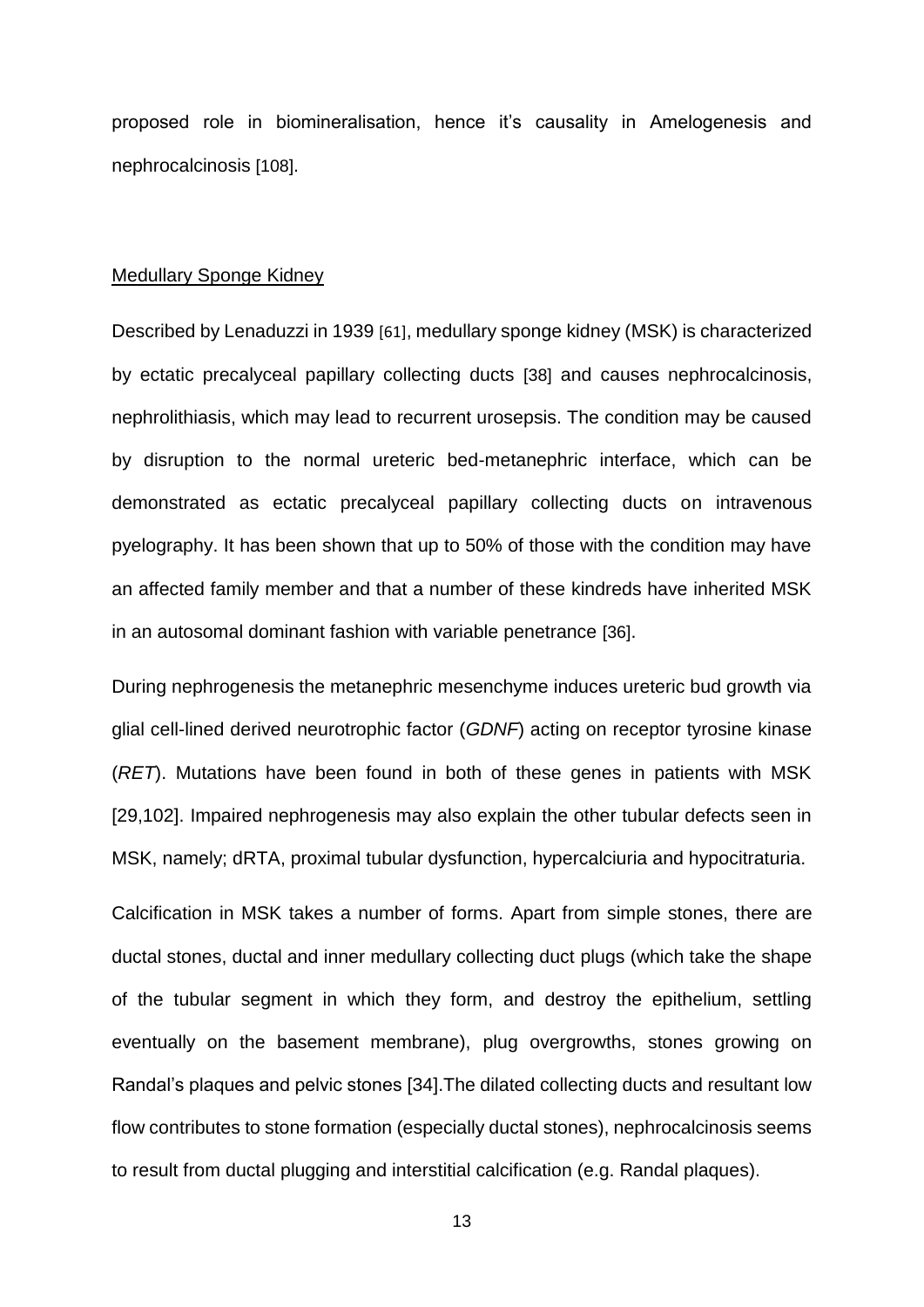proposed role in biomineralisation, hence it's causality in Amelogenesis and nephrocalcinosis [108].

## Medullary Sponge Kidney

Described by Lenaduzzi in 1939 [61], medullary sponge kidney (MSK) is characterized by ectatic precalyceal papillary collecting ducts [38] and causes nephrocalcinosis, nephrolithiasis, which may lead to recurrent urosepsis. The condition may be caused by disruption to the normal ureteric bed-metanephric interface, which can be demonstrated as ectatic precalyceal papillary collecting ducts on intravenous pyelography. It has been shown that up to 50% of those with the condition may have an affected family member and that a number of these kindreds have inherited MSK in an autosomal dominant fashion with variable penetrance [36].

During nephrogenesis the metanephric mesenchyme induces ureteric bud growth via glial cell-lined derived neurotrophic factor (*GDNF*) acting on receptor tyrosine kinase (*RET*). Mutations have been found in both of these genes in patients with MSK [29,102]. Impaired nephrogenesis may also explain the other tubular defects seen in MSK, namely; dRTA, proximal tubular dysfunction, hypercalciuria and hypocitraturia.

Calcification in MSK takes a number of forms. Apart from simple stones, there are ductal stones, ductal and inner medullary collecting duct plugs (which take the shape of the tubular segment in which they form, and destroy the epithelium, settling eventually on the basement membrane), plug overgrowths, stones growing on Randal's plaques and pelvic stones [34].The dilated collecting ducts and resultant low flow contributes to stone formation (especially ductal stones), nephrocalcinosis seems to result from ductal plugging and interstitial calcification (e.g. Randal plaques).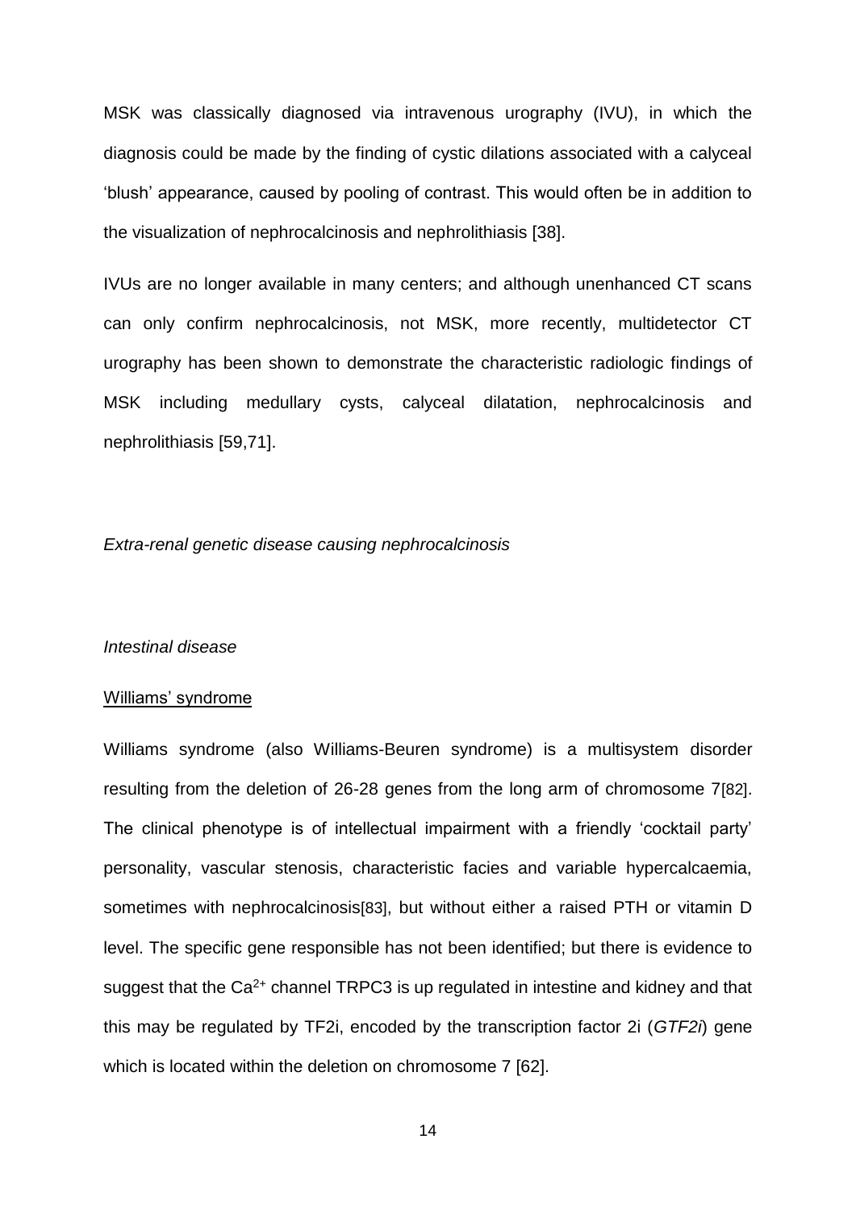MSK was classically diagnosed via intravenous urography (IVU), in which the diagnosis could be made by the finding of cystic dilations associated with a calyceal 'blush' appearance, caused by pooling of contrast. This would often be in addition to the visualization of nephrocalcinosis and nephrolithiasis [38].

IVUs are no longer available in many centers; and although unenhanced CT scans can only confirm nephrocalcinosis, not MSK, more recently, multidetector CT urography has been shown to demonstrate the characteristic radiologic findings of MSK including medullary cysts, calyceal dilatation, nephrocalcinosis and nephrolithiasis [59,71].

*Extra-renal genetic disease causing nephrocalcinosis*

*Intestinal disease*

Williams' syndrome

Williams syndrome (also Williams-Beuren syndrome) is a multisystem disorder resulting from the deletion of 26-28 genes from the long arm of chromosome 7[82]. The clinical phenotype is of intellectual impairment with a friendly 'cocktail party' personality, vascular stenosis, characteristic facies and variable hypercalcaemia, sometimes with nephrocalcinosis[83], but without either a raised PTH or vitamin D level. The specific gene responsible has not been identified; but there is evidence to suggest that the $Ca^{2+}$ channel TRPC3 is up regulated in intestine and kidney and that this may be regulated by TF2i, encoded by the transcription factor 2i (*GTF2I*) gene which is located within the deletion on chromosome 7 [62].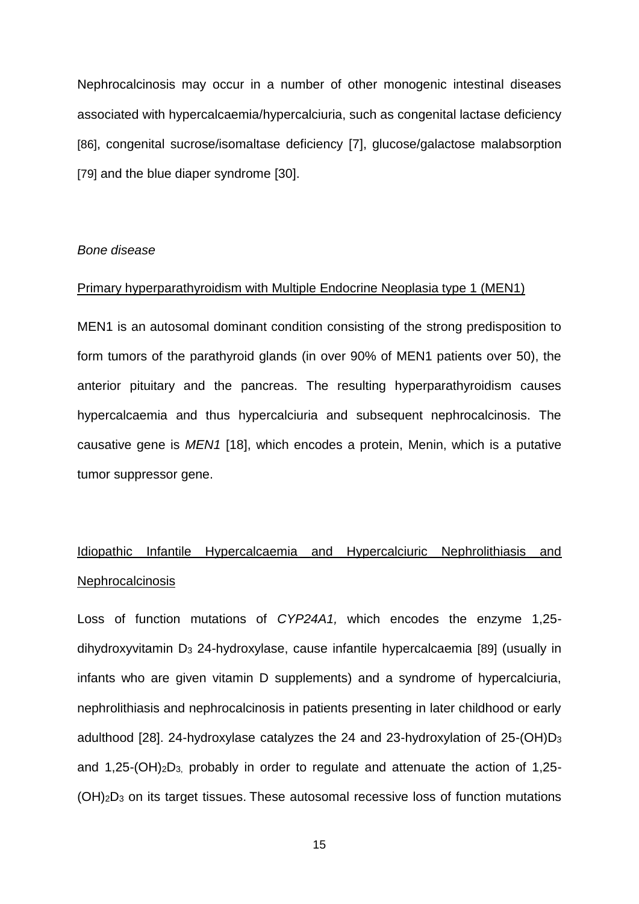Nephrocalcinosis may occur in a number of other monogenic intestinal diseases associated with hypercalcaemia/hypercalciuria, such as congenital lactase deficiency [86], congenital sucrose/isomaltase deficiency [7], glucose/galactose malabsorption [79] and the blue diaper syndrome [30].

*Bone disease*

Primary hyperparathyroidism with Multiple Endocrine Neoplasia type 1 (MEN1)

MEN1 is an autosomal dominant condition consisting of the strong predisposition to form tumors of the parathyroid glands (in over 90% of MEN1 patients over 50), the anterior pituitary and the pancreas. The resulting hyperparathyroidism causes hypercalcaemia and thus hypercalciuria and subsequent nephrocalcinosis. The causative gene is *MEN1* [18], which encodes a protein, Menin, which is a putative tumor suppressor gene.

Idiopathic Infantile Hypercalcaemia and Hypercalciuric Nephrolithiasis and Nephrocalcinosis

Loss of function mutations of *CYP24A1,* which encodes the enzyme 1,25-dihydroxyvitamin $D_3$ 24-hydroxylase, cause infantile hypercalcaemia [89] (usually in infants who are given vitamin D supplements) and a syndrome of hypercalciuria, nephrolithiasis and nephrocalcinosis in patients presenting in later childhood or early adulthood [28]. 24-hydroxylase catalyzes the 24 and 23-hydroxylation of 25-$(OH)D_3$ and 1,25-$(OH)_2D_3$, probably in order to regulate and attenuate the action of 1,25-$(OH)_2D_3$ on its target tissues. These autosomal recessive loss of function mutations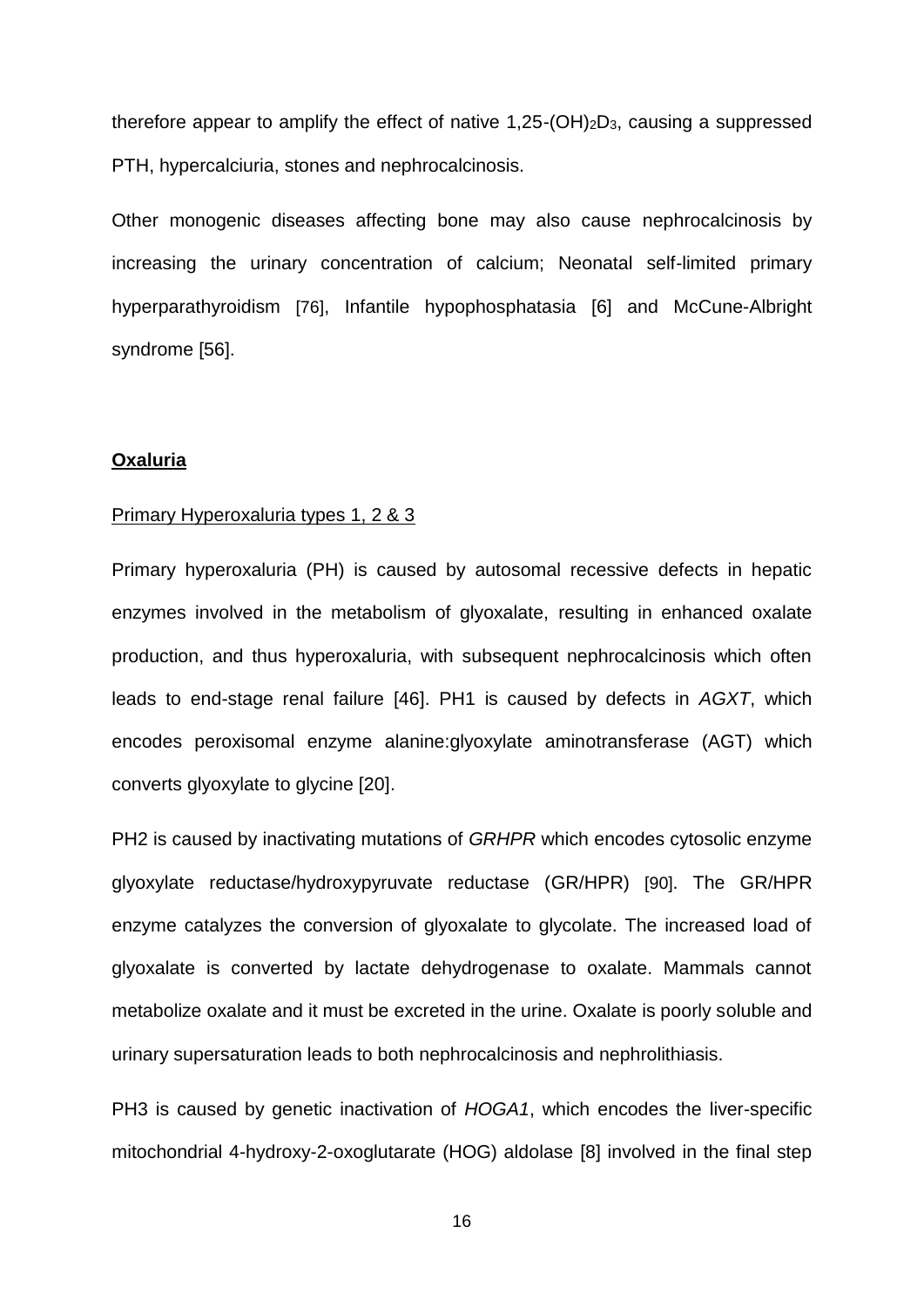therefore appear to amplify the effect of native 1,25-$(OH)_2D_3$, causing a suppressed PTH, hypercalciuria, stones and nephrocalcinosis.

Other monogenic diseases affecting bone may also cause nephrocalcinosis by increasing the urinary concentration of calcium; Neonatal self-limited primary hyperparathyroidism [76], Infantile hypophosphatasia [6] and McCune-Albright syndrome [56].

## **Oxaluria**

### Primary Hyperoxaluria types 1, 2 & 3

Primary hyperoxaluria (PH) is caused by autosomal recessive defects in hepatic enzymes involved in the metabolism of glyoxalate, resulting in enhanced oxalate production, and thus hyperoxaluria, with subsequent nephrocalcinosis which often leads to end-stage renal failure [46]. PH1 is caused by defects in *AGXT*, which encodes peroxisomal enzyme alanine:glyoxylate aminotransferase (AGT) which converts glyoxylate to glycine [20].

PH2 is caused by inactivating mutations of *GRHPR* which encodes cytosolic enzyme glyoxylate reductase/hydroxypyruvate reductase (GR/HPR) [90]. The GR/HPR enzyme catalyzes the conversion of glyoxalate to glycolate. The increased load of glyoxalate is converted by lactate dehydrogenase to oxalate. Mammals cannot metabolize oxalate and it must be excreted in the urine. Oxalate is poorly soluble and urinary supersaturation leads to both nephrocalcinosis and nephrolithiasis.

PH3 is caused by genetic inactivation of *HOGA1*, which encodes the liver-specific mitochondrial 4-hydroxy-2-oxoglutarate (HOG) aldolase [8] involved in the final step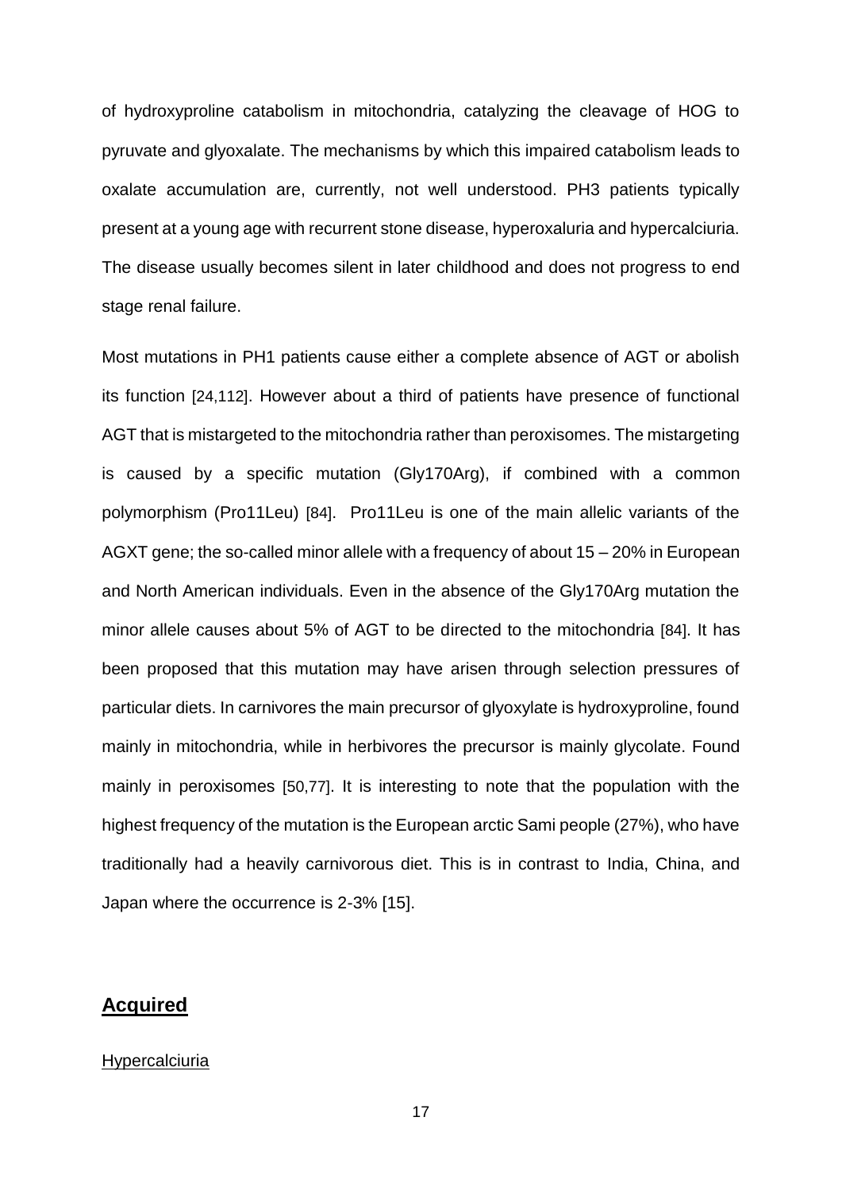of hydroxyproline catabolism in mitochondria, catalyzing the cleavage of HOG to pyruvate and glyoxalate. The mechanisms by which this impaired catabolism leads to oxalate accumulation are, currently, not well understood. PH3 patients typically present at a young age with recurrent stone disease, hyperoxaluria and hypercalciuria. The disease usually becomes silent in later childhood and does not progress to end stage renal failure.

Most mutations in PH1 patients cause either a complete absence of AGT or abolish its function [24,112]. However about a third of patients have presence of functional AGT that is mistargeted to the mitochondria rather than peroxisomes. The mistargeting is caused by a specific mutation (Gly170Arg), if combined with a common polymorphism (Pro11Leu) [84]. Pro11Leu is one of the main allelic variants of the AGXT gene; the so-called minor allele with a frequency of about 15 – 20% in European and North American individuals. Even in the absence of the Gly170Arg mutation the minor allele causes about 5% of AGT to be directed to the mitochondria [84]. It has been proposed that this mutation may have arisen through selection pressures of particular diets. In carnivores the main precursor of glyoxylate is hydroxyproline, found mainly in mitochondria, while in herbivores the precursor is mainly glycolate. Found mainly in peroxisomes [50,77]. It is interesting to note that the population with the highest frequency of the mutation is the European arctic Sami people (27%), who have traditionally had a heavily carnivorous diet. This is in contrast to India, China, and Japan where the occurrence is 2-3% [15].

## Acquired

Hypercalciuria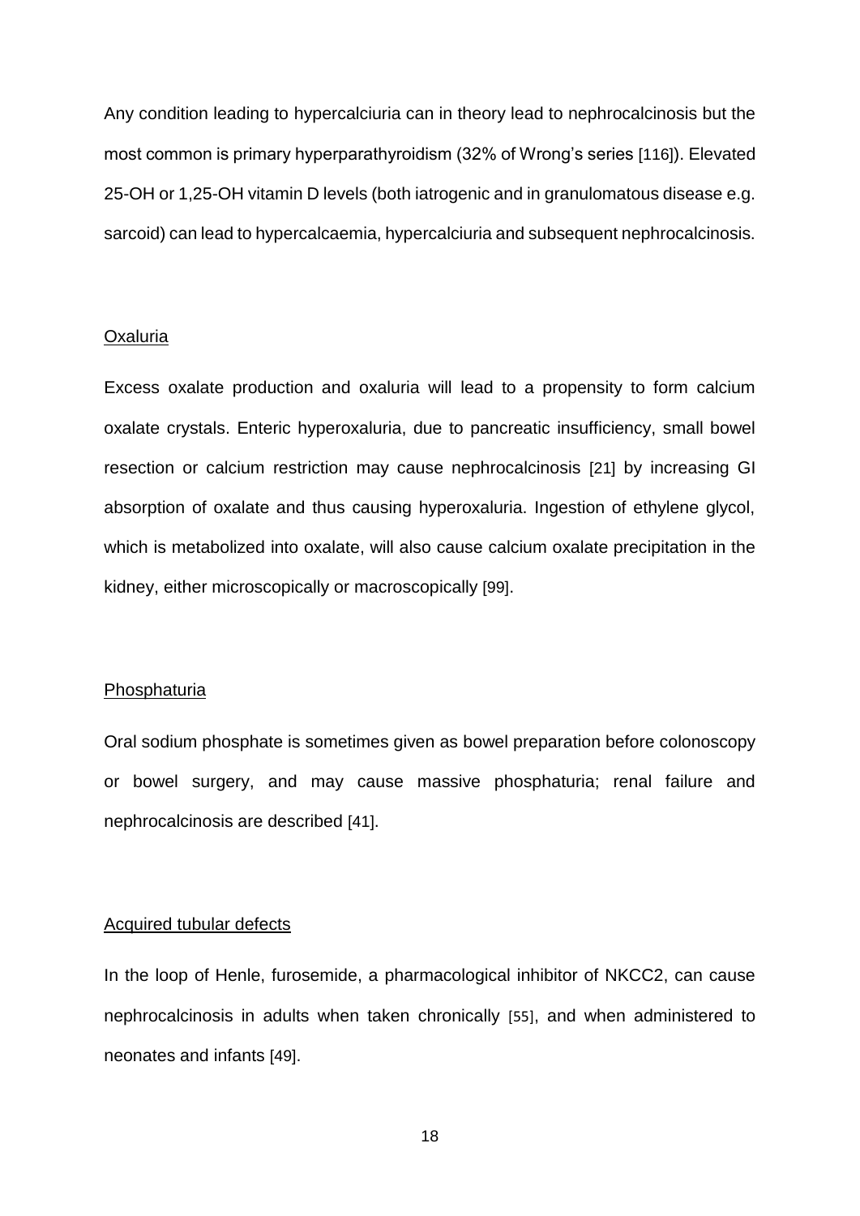Any condition leading to hypercalciuria can in theory lead to nephrocalcinosis but the most common is primary hyperparathyroidism (32% of Wrong's series [116]). Elevated 25-OH or 1,25-OH vitamin D levels (both iatrogenic and in granulomatous disease e.g. sarcoid) can lead to hypercalcaemia, hypercalciuria and subsequent nephrocalcinosis.

## Oxaluria

Excess oxalate production and oxaluria will lead to a propensity to form calcium oxalate crystals. Enteric hyperoxaluria, due to pancreatic insufficiency, small bowel resection or calcium restriction may cause nephrocalcinosis [21] by increasing GI absorption of oxalate and thus causing hyperoxaluria. Ingestion of ethylene glycol, which is metabolized into oxalate, will also cause calcium oxalate precipitation in the kidney, either microscopically or macroscopically [99].

## Phosphaturia

Oral sodium phosphate is sometimes given as bowel preparation before colonoscopy or bowel surgery, and may cause massive phosphaturia; renal failure and nephrocalcinosis are described [41].

## Acquired tubular defects

In the loop of Henle, furosemide, a pharmacological inhibitor of NKCC2, can cause nephrocalcinosis in adults when taken chronically [55], and when administered to neonates and infants [49].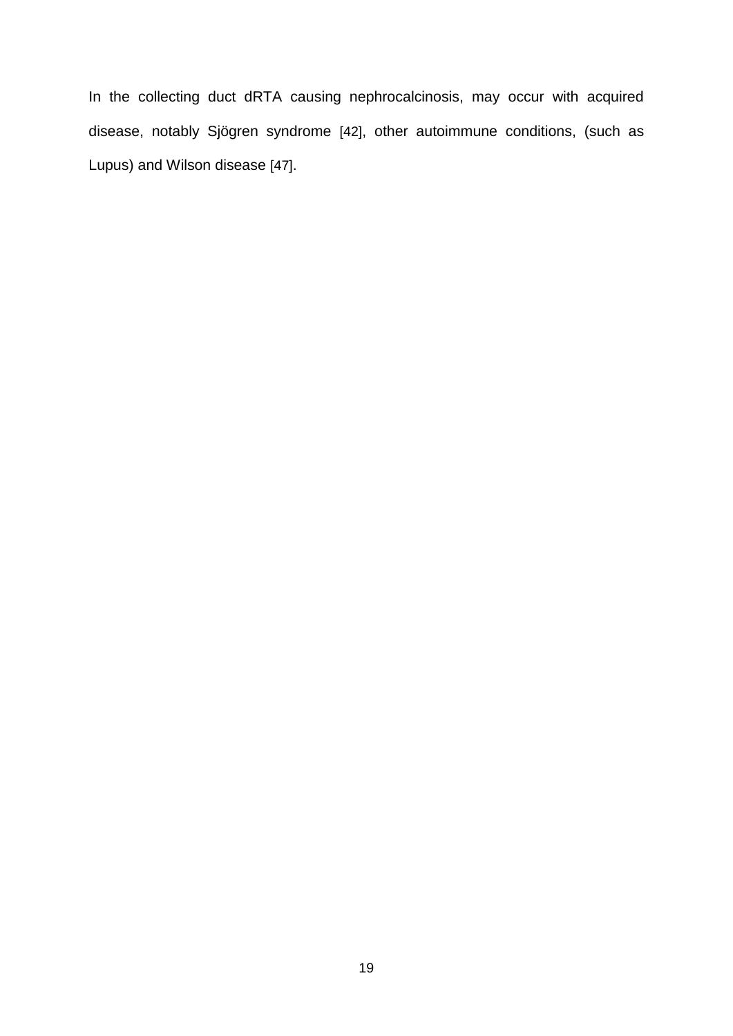In the collecting duct dRTA causing nephrocalcinosis, may occur with acquired disease, notably Sjögren syndrome [42], other autoimmune conditions, (such as Lupus) and Wilson disease [47].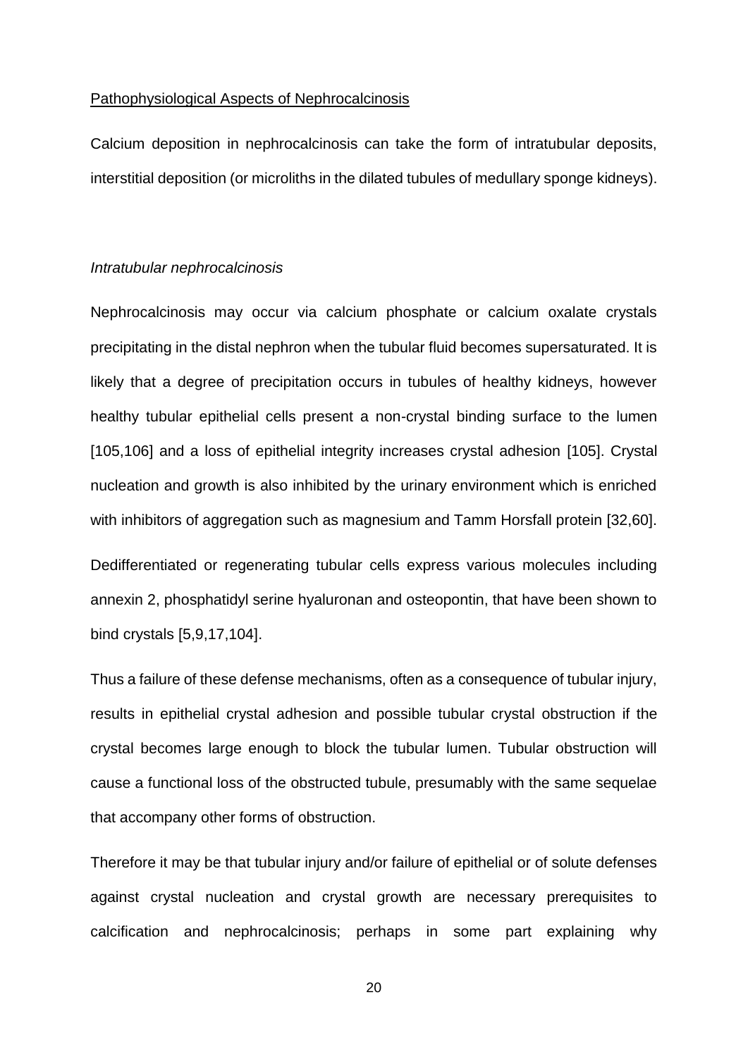Pathophysiological Aspects of Nephrocalcinosis

Calcium deposition in nephrocalcinosis can take the form of intratubular deposits, interstitial deposition (or microliths in the dilated tubules of medullary sponge kidneys).

*Intratubular nephrocalcinosis*

Nephrocalcinosis may occur via calcium phosphate or calcium oxalate crystals precipitating in the distal nephron when the tubular fluid becomes supersaturated. It is likely that a degree of precipitation occurs in tubules of healthy kidneys, however healthy tubular epithelial cells present a non-crystal binding surface to the lumen [105,106] and a loss of epithelial integrity increases crystal adhesion [105]. Crystal nucleation and growth is also inhibited by the urinary environment which is enriched with inhibitors of aggregation such as magnesium and Tamm Horsfall protein [32,60].

Dedifferentiated or regenerating tubular cells express various molecules including annexin 2, phosphatidyl serine hyaluronan and osteopontin, that have been shown to bind crystals [5,9,17,104].

Thus a failure of these defense mechanisms, often as a consequence of tubular injury, results in epithelial crystal adhesion and possible tubular crystal obstruction if the crystal becomes large enough to block the tubular lumen. Tubular obstruction will cause a functional loss of the obstructed tubule, presumably with the same sequelae that accompany other forms of obstruction.

Therefore it may be that tubular injury and/or failure of epithelial or of solute defenses against crystal nucleation and crystal growth are necessary prerequisites to calcification and nephrocalcinosis; perhaps in some part explaining why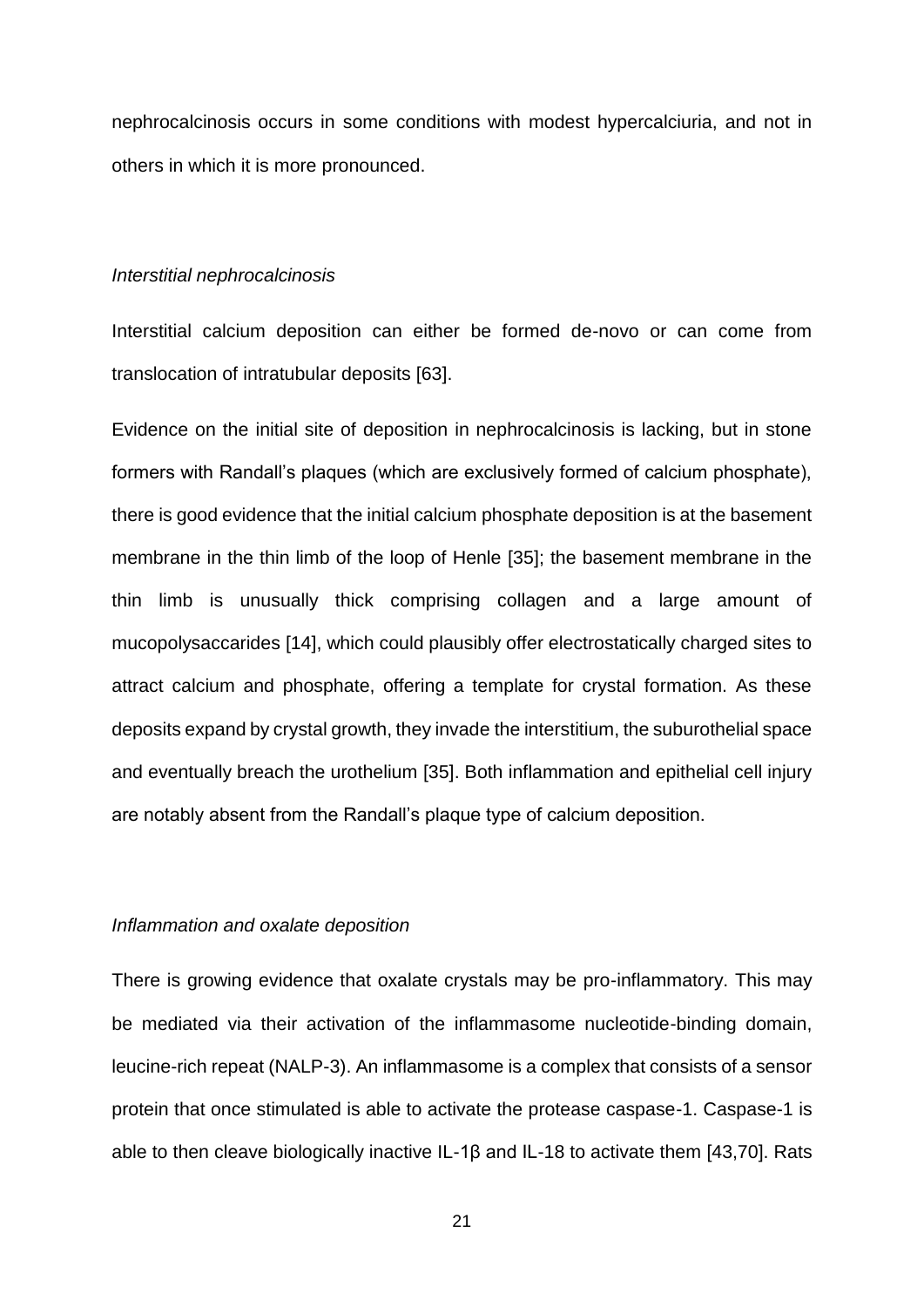nephrocalcinosis occurs in some conditions with modest hypercalciuria, and not in others in which it is more pronounced.

*Interstitial nephrocalcinosis*

Interstitial calcium deposition can either be formed de-novo or can come from translocation of intratubular deposits [63].

Evidence on the initial site of deposition in nephrocalcinosis is lacking, but in stone formers with Randall's plaques (which are exclusively formed of calcium phosphate), there is good evidence that the initial calcium phosphate deposition is at the basement membrane in the thin limb of the loop of Henle [35]; the basement membrane in the thin limb is unusually thick comprising collagen and a large amount of mucopolysaccarides [14], which could plausibly offer electrostatically charged sites to attract calcium and phosphate, offering a template for crystal formation. As these deposits expand by crystal growth, they invade the interstitium, the suburothelial space and eventually breach the urothelium [35]. Both inflammation and epithelial cell injury are notably absent from the Randall's plaque type of calcium deposition.

*Inflammation and oxalate deposition*

There is growing evidence that oxalate crystals may be pro-inflammatory. This may be mediated via their activation of the inflammasome nucleotide-binding domain, leucine-rich repeat (NALP-3). An inflammasome is a complex that consists of a sensor protein that once stimulated is able to activate the protease caspase-1. Caspase-1 is able to then cleave biologically inactive IL-1β and IL-18 to activate them [43,70]. Rats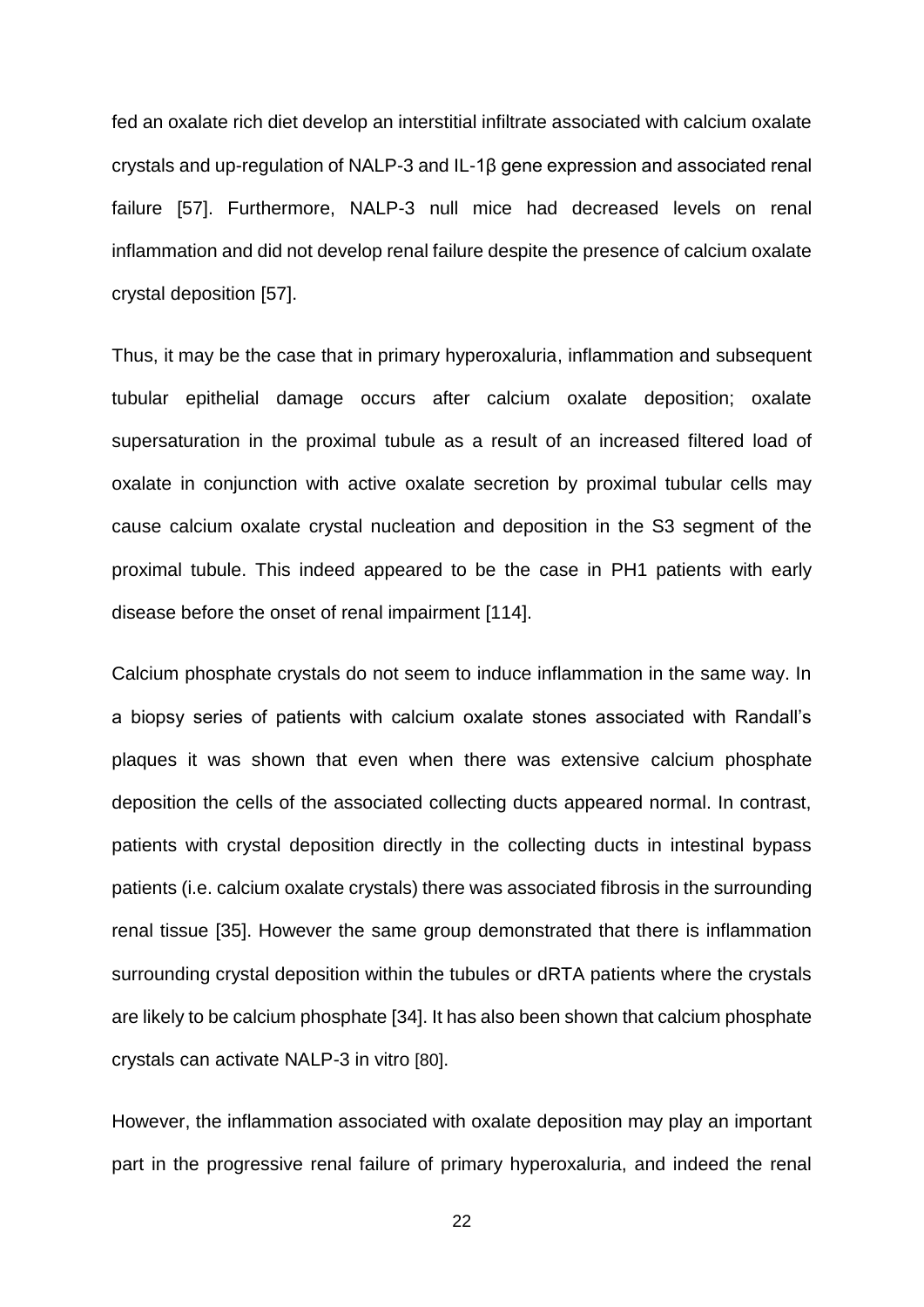fed an oxalate rich diet develop an interstitial infiltrate associated with calcium oxalate crystals and up-regulation of NALP-3 and IL-1β gene expression and associated renal failure [57]. Furthermore, NALP-3 null mice had decreased levels on renal inflammation and did not develop renal failure despite the presence of calcium oxalate crystal deposition [57].

Thus, it may be the case that in primary hyperoxaluria, inflammation and subsequent tubular epithelial damage occurs after calcium oxalate deposition; oxalate supersaturation in the proximal tubule as a result of an increased filtered load of oxalate in conjunction with active oxalate secretion by proximal tubular cells may cause calcium oxalate crystal nucleation and deposition in the S3 segment of the proximal tubule. This indeed appeared to be the case in PH1 patients with early disease before the onset of renal impairment [114].

Calcium phosphate crystals do not seem to induce inflammation in the same way. In a biopsy series of patients with calcium oxalate stones associated with Randall's plaques it was shown that even when there was extensive calcium phosphate deposition the cells of the associated collecting ducts appeared normal. In contrast, patients with crystal deposition directly in the collecting ducts in intestinal bypass patients (i.e. calcium oxalate crystals) there was associated fibrosis in the surrounding renal tissue [35]. However the same group demonstrated that there is inflammation surrounding crystal deposition within the tubules or dRTA patients where the crystals are likely to be calcium phosphate [34]. It has also been shown that calcium phosphate crystals can activate NALP-3 in vitro [80].

However, the inflammation associated with oxalate deposition may play an important part in the progressive renal failure of primary hyperoxaluria, and indeed the renal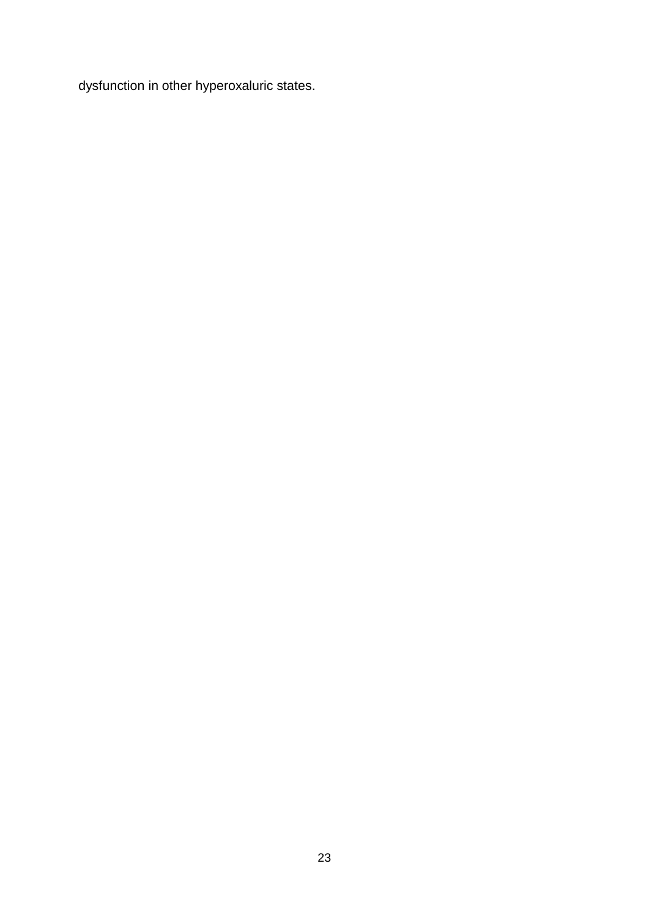dysfunction in other hyperoxaluric states.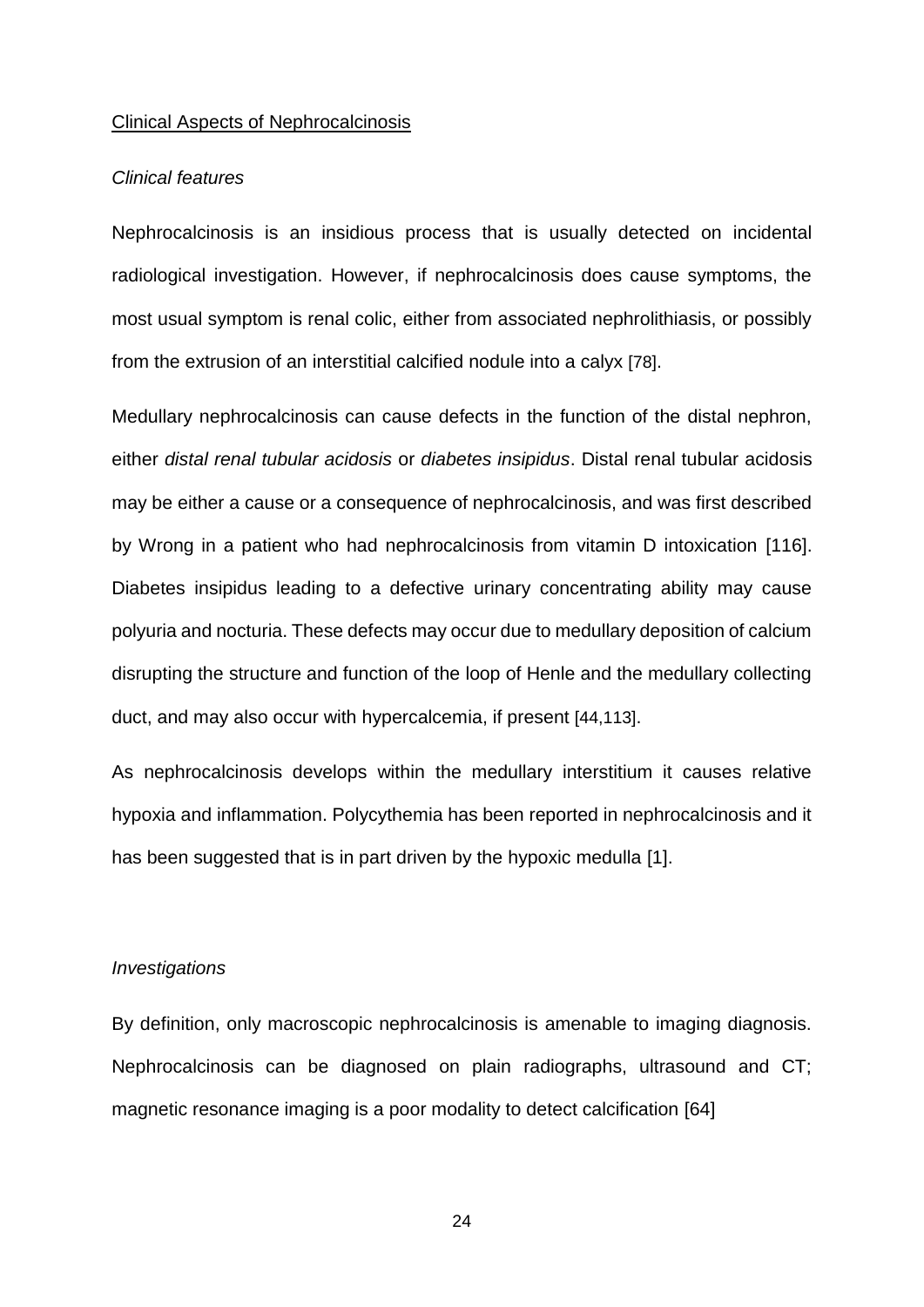## Clinical Aspects of Nephrocalcinosis

### *Clinical features*

Nephrocalcinosis is an insidious process that is usually detected on incidental radiological investigation. However, if nephrocalcinosis does cause symptoms, the most usual symptom is renal colic, either from associated nephrolithiasis, or possibly from the extrusion of an interstitial calcified nodule into a calyx [78].

Medullary nephrocalcinosis can cause defects in the function of the distal nephron, either *distal renal tubular acidosis* or *diabetes insipidus*. Distal renal tubular acidosis may be either a cause or a consequence of nephrocalcinosis, and was first described by Wrong in a patient who had nephrocalcinosis from vitamin D intoxication [116]. Diabetes insipidus leading to a defective urinary concentrating ability may cause polyuria and nocturia. These defects may occur due to medullary deposition of calcium disrupting the structure and function of the loop of Henle and the medullary collecting duct, and may also occur with hypercalcemia, if present [44,113].

As nephrocalcinosis develops within the medullary interstitium it causes relative hypoxia and inflammation. Polycythemia has been reported in nephrocalcinosis and it has been suggested that is in part driven by the hypoxic medulla [1].

### *Investigations*

By definition, only macroscopic nephrocalcinosis is amenable to imaging diagnosis. Nephrocalcinosis can be diagnosed on plain radiographs, ultrasound and CT; magnetic resonance imaging is a poor modality to detect calcification [64]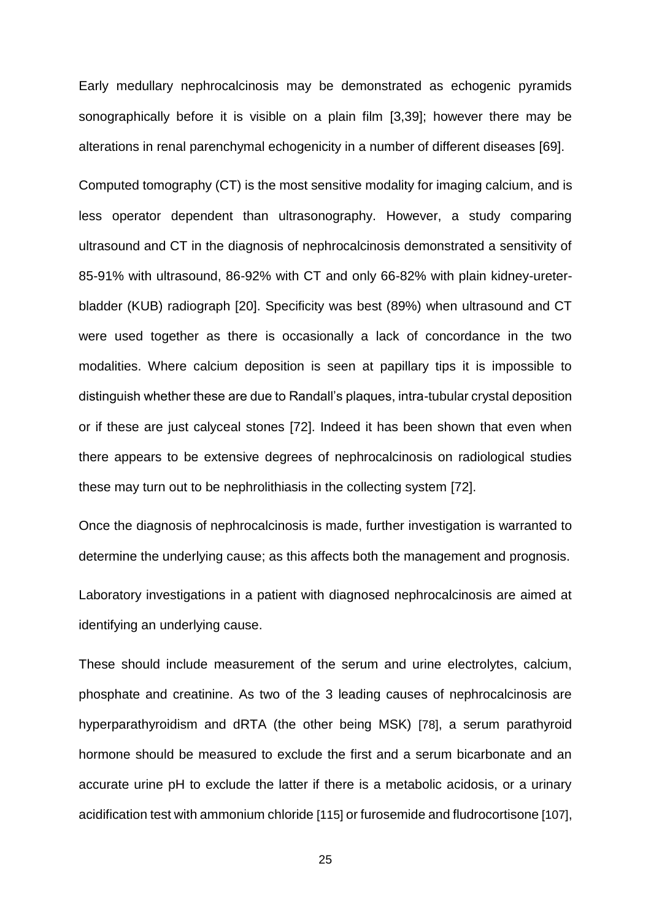Early medullary nephrocalcinosis may be demonstrated as echogenic pyramids sonographically before it is visible on a plain film [3,39]; however there may be alterations in renal parenchymal echogenicity in a number of different diseases [69].

Computed tomography (CT) is the most sensitive modality for imaging calcium, and is less operator dependent than ultrasonography. However, a study comparing ultrasound and CT in the diagnosis of nephrocalcinosis demonstrated a sensitivity of 85-91% with ultrasound, 86-92% with CT and only 66-82% with plain kidney-ureter-bladder (KUB) radiograph [20]. Specificity was best (89%) when ultrasound and CT were used together as there is occasionally a lack of concordance in the two modalities. Where calcium deposition is seen at papillary tips it is impossible to distinguish whether these are due to Randall's plaques, intra-tubular crystal deposition or if these are just calyceal stones [72]. Indeed it has been shown that even when there appears to be extensive degrees of nephrocalcinosis on radiological studies these may turn out to be nephrolithiasis in the collecting system [72].

Once the diagnosis of nephrocalcinosis is made, further investigation is warranted to determine the underlying cause; as this affects both the management and prognosis.

Laboratory investigations in a patient with diagnosed nephrocalcinosis are aimed at identifying an underlying cause.

These should include measurement of the serum and urine electrolytes, calcium, phosphate and creatinine. As two of the 3 leading causes of nephrocalcinosis are hyperparathyroidism and dRTA (the other being MSK) [78], a serum parathyroid hormone should be measured to exclude the first and a serum bicarbonate and an accurate urine pH to exclude the latter if there is a metabolic acidosis, or a urinary acidification test with ammonium chloride [115] or furosemide and fludrocortisone [107],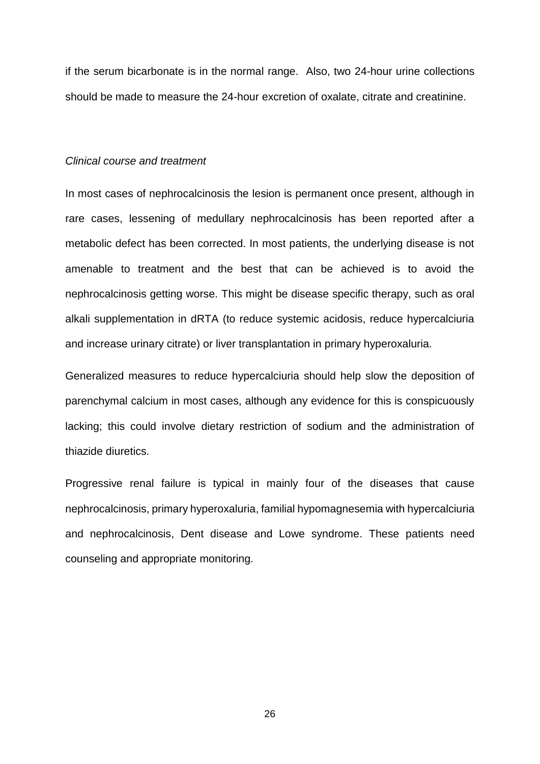if the serum bicarbonate is in the normal range. Also, two 24-hour urine collections should be made to measure the 24-hour excretion of oxalate, citrate and creatinine.

*Clinical course and treatment*

In most cases of nephrocalcinosis the lesion is permanent once present, although in rare cases, lessening of medullary nephrocalcinosis has been reported after a metabolic defect has been corrected. In most patients, the underlying disease is not amenable to treatment and the best that can be achieved is to avoid the nephrocalcinosis getting worse. This might be disease specific therapy, such as oral alkali supplementation in dRTA (to reduce systemic acidosis, reduce hypercalciuria and increase urinary citrate) or liver transplantation in primary hyperoxaluria.

Generalized measures to reduce hypercalciuria should help slow the deposition of parenchymal calcium in most cases, although any evidence for this is conspicuously lacking; this could involve dietary restriction of sodium and the administration of thiazide diuretics.

Progressive renal failure is typical in mainly four of the diseases that cause nephrocalcinosis, primary hyperoxaluria, familial hypomagnesemia with hypercalciuria and nephrocalcinosis, Dent disease and Lowe syndrome. These patients need counseling and appropriate monitoring.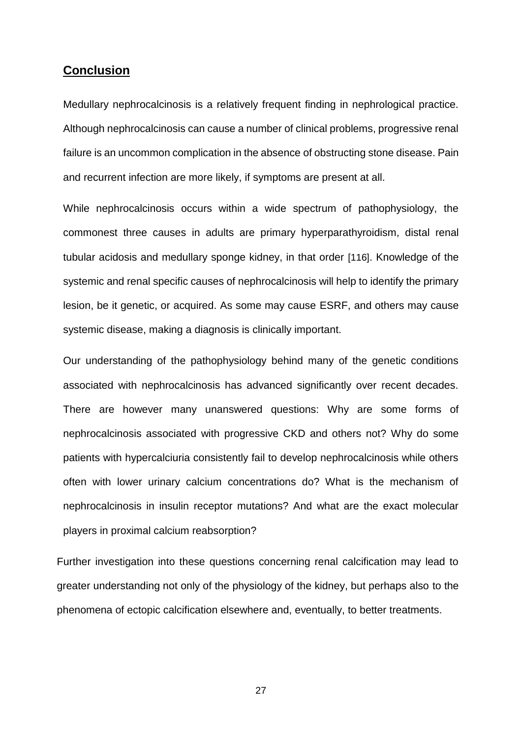## Conclusion

Medullary nephrocalcinosis is a relatively frequent finding in nephrological practice. Although nephrocalcinosis can cause a number of clinical problems, progressive renal failure is an uncommon complication in the absence of obstructing stone disease. Pain and recurrent infection are more likely, if symptoms are present at all.

While nephrocalcinosis occurs within a wide spectrum of pathophysiology, the commonest three causes in adults are primary hyperparathyroidism, distal renal tubular acidosis and medullary sponge kidney, in that order [116]. Knowledge of the systemic and renal specific causes of nephrocalcinosis will help to identify the primary lesion, be it genetic, or acquired. As some may cause ESRF, and others may cause systemic disease, making a diagnosis is clinically important.

Our understanding of the pathophysiology behind many of the genetic conditions associated with nephrocalcinosis has advanced significantly over recent decades. There are however many unanswered questions: Why are some forms of nephrocalcinosis associated with progressive CKD and others not? Why do some patients with hypercalciuria consistently fail to develop nephrocalcinosis while others often with lower urinary calcium concentrations do? What is the mechanism of nephrocalcinosis in insulin receptor mutations? And what are the exact molecular players in proximal calcium reabsorption?

Further investigation into these questions concerning renal calcification may lead to greater understanding not only of the physiology of the kidney, but perhaps also to the phenomena of ectopic calcification elsewhere and, eventually, to better treatments.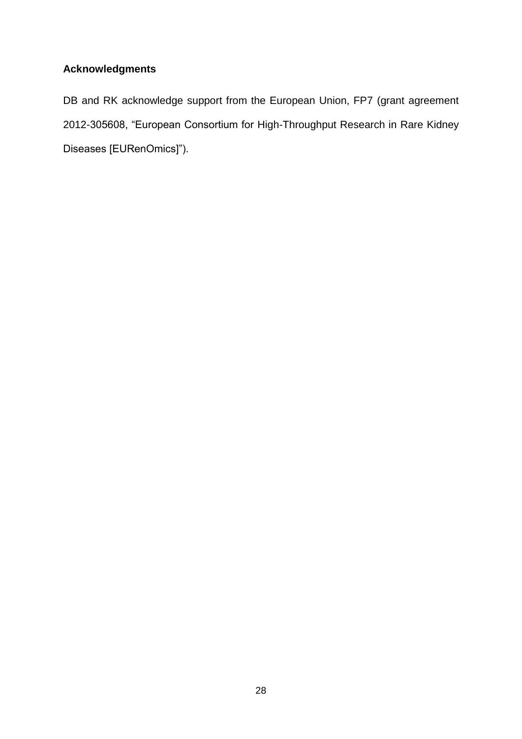## Acknowledgments

DB and RK acknowledge support from the European Union, FP7 (grant agreement 2012-305608, "European Consortium for High-Throughput Research in Rare Kidney Diseases [EURenOmics]").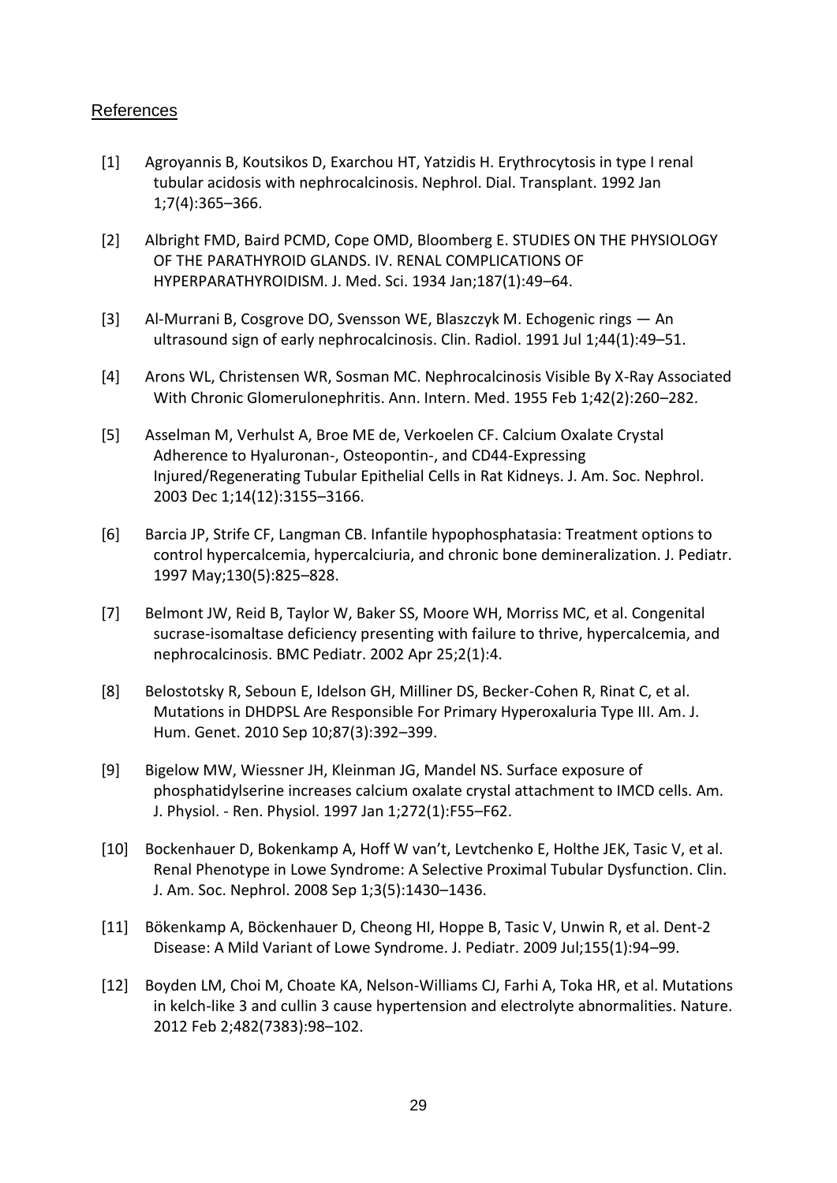## References

[1] Agroyannis B, Koutsikos D, Exarchou HT, Yatzidis H. Erythrocytosis in type I renal tubular acidosis with nephrocalcinosis. Nephrol. Dial. Transplant. 1992 Jan 1;7(4):365–366.

[2] Albright FMD, Baird PCMD, Cope OMD, Bloomberg E. STUDIES ON THE PHYSIOLOGY OF THE PARATHYROID GLANDS. IV. RENAL COMPLICATIONS OF HYPERPARATHYROIDISM. J. Med. Sci. 1934 Jan;187(1):49–64.

[3] Al-Murrani B, Cosgrove DO, Svensson WE, Blaszczyk M. Echogenic rings — An ultrasound sign of early nephrocalcinosis. Clin. Radiol. 1991 Jul 1;44(1):49–51.

[4] Arons WL, Christensen WR, Sosman MC. Nephrocalcinosis Visible By X-Ray Associated With Chronic Glomerulonephritis. Ann. Intern. Med. 1955 Feb 1;42(2):260–282.

[5] Asselman M, Verhulst A, Broe ME de, Verkoelen CF. Calcium Oxalate Crystal Adherence to Hyaluronan-, Osteopontin-, and CD44-Expressing Injured/Regenerating Tubular Epithelial Cells in Rat Kidneys. J. Am. Soc. Nephrol. 2003 Dec 1;14(12):3155–3166.

[6] Barcia JP, Strife CF, Langman CB. Infantile hypophosphatasia: Treatment options to control hypercalcemia, hypercalciuria, and chronic bone demineralization. J. Pediatr. 1997 May;130(5):825–828.

[7] Belmont JW, Reid B, Taylor W, Baker SS, Moore WH, Morriss MC, et al. Congenital sucrase-isomaltase deficiency presenting with failure to thrive, hypercalcemia, and nephrocalcinosis. BMC Pediatr. 2002 Apr 25;2(1):4.

[8] Belostotsky R, Seboun E, Idelson GH, Milliner DS, Becker-Cohen R, Rinat C, et al. Mutations in DHDPSL Are Responsible For Primary Hyperoxaluria Type III. Am. J. Hum. Genet. 2010 Sep 10;87(3):392–399.

[9] Bigelow MW, Wiessner JH, Kleinman JG, Mandel NS. Surface exposure of phosphatidylserine increases calcium oxalate crystal attachment to IMCD cells. Am. J. Physiol. - Ren. Physiol. 1997 Jan 1;272(1):F55–F62.

[10] Bockenhauer D, Bokenkamp A, Hoff W van't, Levtchenko E, Holthe JEK, Tasic V, et al. Renal Phenotype in Lowe Syndrome: A Selective Proximal Tubular Dysfunction. Clin. J. Am. Soc. Nephrol. 2008 Sep 1;3(5):1430–1436.

[11] Bökenkamp A, Böckenhauer D, Cheong HI, Hoppe B, Tasic V, Unwin R, et al. Dent-2 Disease: A Mild Variant of Lowe Syndrome. J. Pediatr. 2009 Jul;155(1):94–99.

[12] Boyden LM, Choi M, Choate KA, Nelson-Williams CJ, Farhi A, Toka HR, et al. Mutations in kelch-like 3 and cullin 3 cause hypertension and electrolyte abnormalities. Nature. 2012 Feb 2;482(7383):98–102.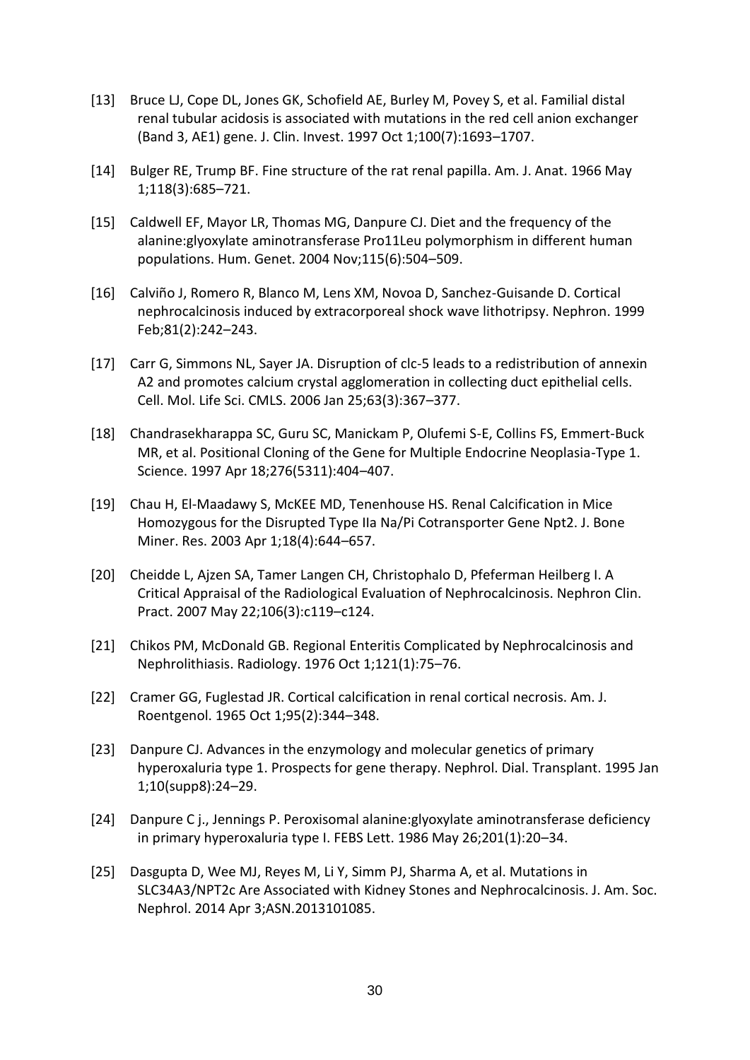[13] Bruce LJ, Cope DL, Jones GK, Schofield AE, Burley M, Povey S, et al. Familial distal renal tubular acidosis is associated with mutations in the red cell anion exchanger (Band 3, AE1) gene. J. Clin. Invest. 1997 Oct 1;100(7):1693–1707.

[14] Bulger RE, Trump BF. Fine structure of the rat renal papilla. Am. J. Anat. 1966 May 1;118(3):685–721.

[15] Caldwell EF, Mayor LR, Thomas MG, Danpure CJ. Diet and the frequency of the alanine:glyoxylate aminotransferase Pro11Leu polymorphism in different human populations. Hum. Genet. 2004 Nov;115(6):504–509.

[16] Calviño J, Romero R, Blanco M, Lens XM, Novoa D, Sanchez-Guisande D. Cortical nephrocalcinosis induced by extracorporeal shock wave lithotripsy. Nephron. 1999 Feb;81(2):242–243.

[17] Carr G, Simmons NL, Sayer JA. Disruption of clc-5 leads to a redistribution of annexin A2 and promotes calcium crystal agglomeration in collecting duct epithelial cells. Cell. Mol. Life Sci. CMLS. 2006 Jan 25;63(3):367–377.

[18] Chandrasekharappa SC, Guru SC, Manickam P, Olufemi S-E, Collins FS, Emmert-Buck MR, et al. Positional Cloning of the Gene for Multiple Endocrine Neoplasia-Type 1. Science. 1997 Apr 18;276(5311):404–407.

[19] Chau H, El-Maadawy S, McKEE MD, Tenenhouse HS. Renal Calcification in Mice Homozygous for the Disrupted Type IIa Na/Pi Cotransporter Gene Npt2. J. Bone Miner. Res. 2003 Apr 1;18(4):644–657.

[20] Cheidde L, Ajzen SA, Tamer Langen CH, Christophalo D, Pfeferman Heilberg I. A Critical Appraisal of the Radiological Evaluation of Nephrocalcinosis. Nephron Clin. Pract. 2007 May 22;106(3):c119–c124.

[21] Chikos PM, McDonald GB. Regional Enteritis Complicated by Nephrocalcinosis and Nephrolithiasis. Radiology. 1976 Oct 1;121(1):75–76.

[22] Cramer GG, Fuglestad JR. Cortical calcification in renal cortical necrosis. Am. J. Roentgenol. 1965 Oct 1;95(2):344–348.

[23] Danpure CJ. Advances in the enzymology and molecular genetics of primary hyperoxaluria type 1. Prospects for gene therapy. Nephrol. Dial. Transplant. 1995 Jan 1;10(supp8):24–29.

[24] Danpure C j., Jennings P. Peroxisomal alanine:glyoxylate aminotransferase deficiency in primary hyperoxaluria type I. FEBS Lett. 1986 May 26;201(1):20–34.

[25] Dasgupta D, Wee MJ, Reyes M, Li Y, Simm PJ, Sharma A, et al. Mutations in SLC34A3/NPT2c Are Associated with Kidney Stones and Nephrocalcinosis. J. Am. Soc. Nephrol. 2014 Apr 3;ASN.2013101085.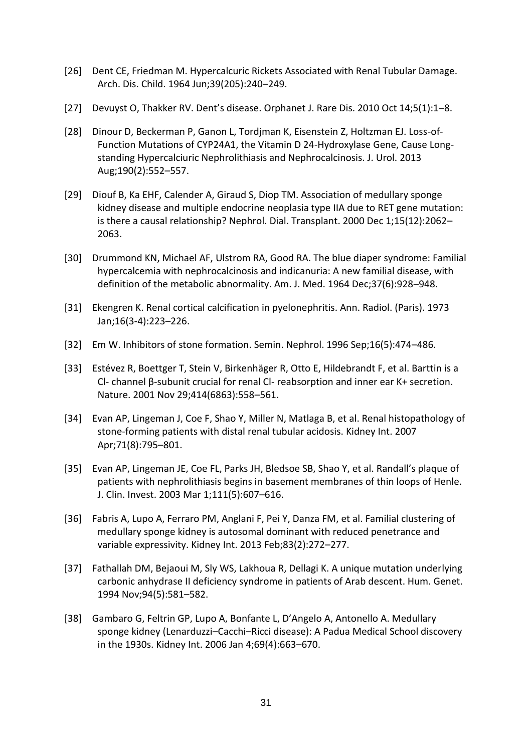[26] Dent CE, Friedman M. Hypercalcuric Rickets Associated with Renal Tubular Damage. Arch. Dis. Child. 1964 Jun;39(205):240–249.

[27] Devuyst O, Thakker RV. Dent's disease. Orphanet J. Rare Dis. 2010 Oct 14;5(1):1–8.

[28] Dinour D, Beckerman P, Ganon L, Tordjman K, Eisenstein Z, Holtzman EJ. Loss-of-Function Mutations of CYP24A1, the Vitamin D 24-Hydroxylase Gene, Cause Long-standing Hypercalciuric Nephrolithiasis and Nephrocalcinosis. J. Urol. 2013 Aug;190(2):552–557.

[29] Diouf B, Ka EHF, Calender A, Giraud S, Diop TM. Association of medullary sponge kidney disease and multiple endocrine neoplasia type IIA due to RET gene mutation: is there a causal relationship? Nephrol. Dial. Transplant. 2000 Dec 1;15(12):2062–2063.

[30] Drummond KN, Michael AF, Ulstrom RA, Good RA. The blue diaper syndrome: Familial hypercalcemia with nephrocalcinosis and indicanuria: A new familial disease, with definition of the metabolic abnormality. Am. J. Med. 1964 Dec;37(6):928–948.

[31] Ekengren K. Renal cortical calcification in pyelonephritis. Ann. Radiol. (Paris). 1973 Jan;16(3-4):223–226.

[32] Em W. Inhibitors of stone formation. Semin. Nephrol. 1996 Sep;16(5):474–486.

[33] Estévez R, Boettger T, Stein V, Birkenhäger R, Otto E, Hildebrandt F, et al. Barttin is a Cl- channel β-subunit crucial for renal Cl- reabsorption and inner ear K+ secretion. Nature. 2001 Nov 29;414(6863):558–561.

[34] Evan AP, Lingeman J, Coe F, Shao Y, Miller N, Matlaga B, et al. Renal histopathology of stone-forming patients with distal renal tubular acidosis. Kidney Int. 2007 Apr;71(8):795–801.

[35] Evan AP, Lingeman JE, Coe FL, Parks JH, Bledsoe SB, Shao Y, et al. Randall's plaque of patients with nephrolithiasis begins in basement membranes of thin loops of Henle. J. Clin. Invest. 2003 Mar 1;111(5):607–616.

[36] Fabris A, Lupo A, Ferraro PM, Anglani F, Pei Y, Danza FM, et al. Familial clustering of medullary sponge kidney is autosomal dominant with reduced penetrance and variable expressivity. Kidney Int. 2013 Feb;83(2):272–277.

[37] Fathallah DM, Bejaoui M, Sly WS, Lakhoua R, Dellagi K. A unique mutation underlying carbonic anhydrase II deficiency syndrome in patients of Arab descent. Hum. Genet. 1994 Nov;94(5):581–582.

[38] Gambaro G, Feltrin GP, Lupo A, Bonfante L, D'Angelo A, Antonello A. Medullary sponge kidney (Lenarduzzi–Cacchi–Ricci disease): A Padua Medical School discovery in the 1930s. Kidney Int. 2006 Jan 4;69(4):663–670.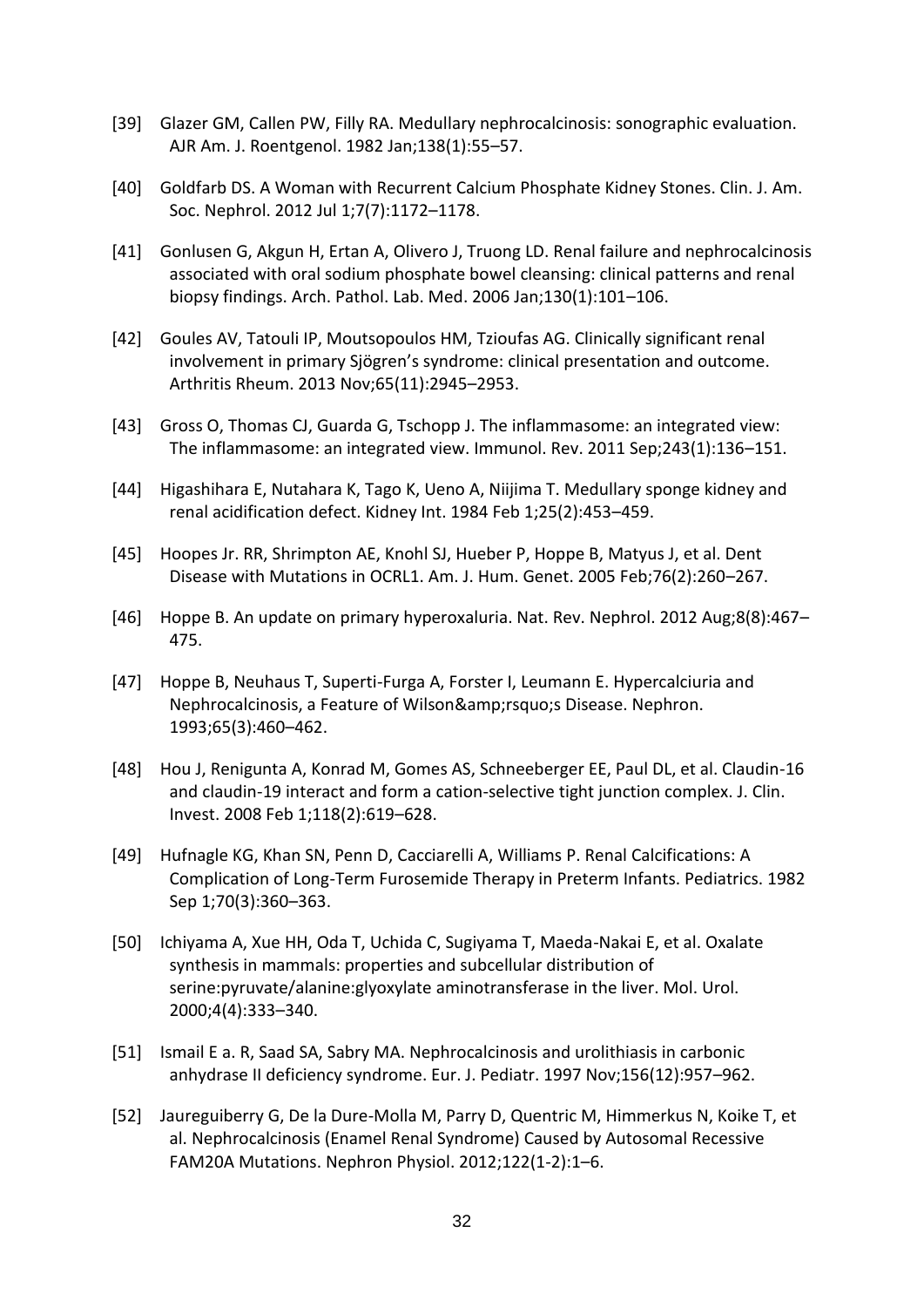[39] Glazer GM, Callen PW, Filly RA. Medullary nephrocalcinosis: sonographic evaluation. AJR Am. J. Roentgenol. 1982 Jan;138(1):55–57.

[40] Goldfarb DS. A Woman with Recurrent Calcium Phosphate Kidney Stones. Clin. J. Am. Soc. Nephrol. 2012 Jul 1;7(7):1172–1178.

[41] Gonlusen G, Akgun H, Ertan A, Olivero J, Truong LD. Renal failure and nephrocalcinosis associated with oral sodium phosphate bowel cleansing: clinical patterns and renal biopsy findings. Arch. Pathol. Lab. Med. 2006 Jan;130(1):101–106.

[42] Goules AV, Tatouli IP, Moutsopoulos HM, Tzioufas AG. Clinically significant renal involvement in primary Sjögren's syndrome: clinical presentation and outcome. Arthritis Rheum. 2013 Nov;65(11):2945–2953.

[43] Gross O, Thomas CJ, Guarda G, Tschopp J. The inflammasome: an integrated view: The inflammasome: an integrated view. Immunol. Rev. 2011 Sep;243(1):136–151.

[44] Higashihara E, Nutahara K, Tago K, Ueno A, Niijima T. Medullary sponge kidney and renal acidification defect. Kidney Int. 1984 Feb 1;25(2):453–459.

[45] Hoopes Jr. RR, Shrimpton AE, Knohl SJ, Hueber P, Hoppe B, Matyus J, et al. Dent Disease with Mutations in OCRL1. Am. J. Hum. Genet. 2005 Feb;76(2):260–267.

[46] Hoppe B. An update on primary hyperoxaluria. Nat. Rev. Nephrol. 2012 Aug;8(8):467–475.

[47] Hoppe B, Neuhaus T, Superti-Furga A, Forster I, Leumann E. Hypercalciuria and Nephrocalcinosis, a Feature of Wilson&amp;rsquo;s Disease. Nephron. 1993;65(3):460–462.

[48] Hou J, Renigunta A, Konrad M, Gomes AS, Schneeberger EE, Paul DL, et al. Claudin-16 and claudin-19 interact and form a cation-selective tight junction complex. J. Clin. Invest. 2008 Feb 1;118(2):619–628.

[49] Hufnagle KG, Khan SN, Penn D, Cacciarelli A, Williams P. Renal Calcifications: A Complication of Long-Term Furosemide Therapy in Preterm Infants. Pediatrics. 1982 Sep 1;70(3):360–363.

[50] Ichiyama A, Xue HH, Oda T, Uchida C, Sugiyama T, Maeda-Nakai E, et al. Oxalate synthesis in mammals: properties and subcellular distribution of serine:pyruvate/alanine:glyoxylate aminotransferase in the liver. Mol. Urol. 2000;4(4):333–340.

[51] Ismail E a. R, Saad SA, Sabry MA. Nephrocalcinosis and urolithiasis in carbonic anhydrase II deficiency syndrome. Eur. J. Pediatr. 1997 Nov;156(12):957–962.

[52] Jaureguiberry G, De la Dure-Molla M, Parry D, Quentric M, Himmerkus N, Koike T, et al. Nephrocalcinosis (Enamel Renal Syndrome) Caused by Autosomal Recessive FAM20A Mutations. Nephron Physiol. 2012;122(1-2):1–6.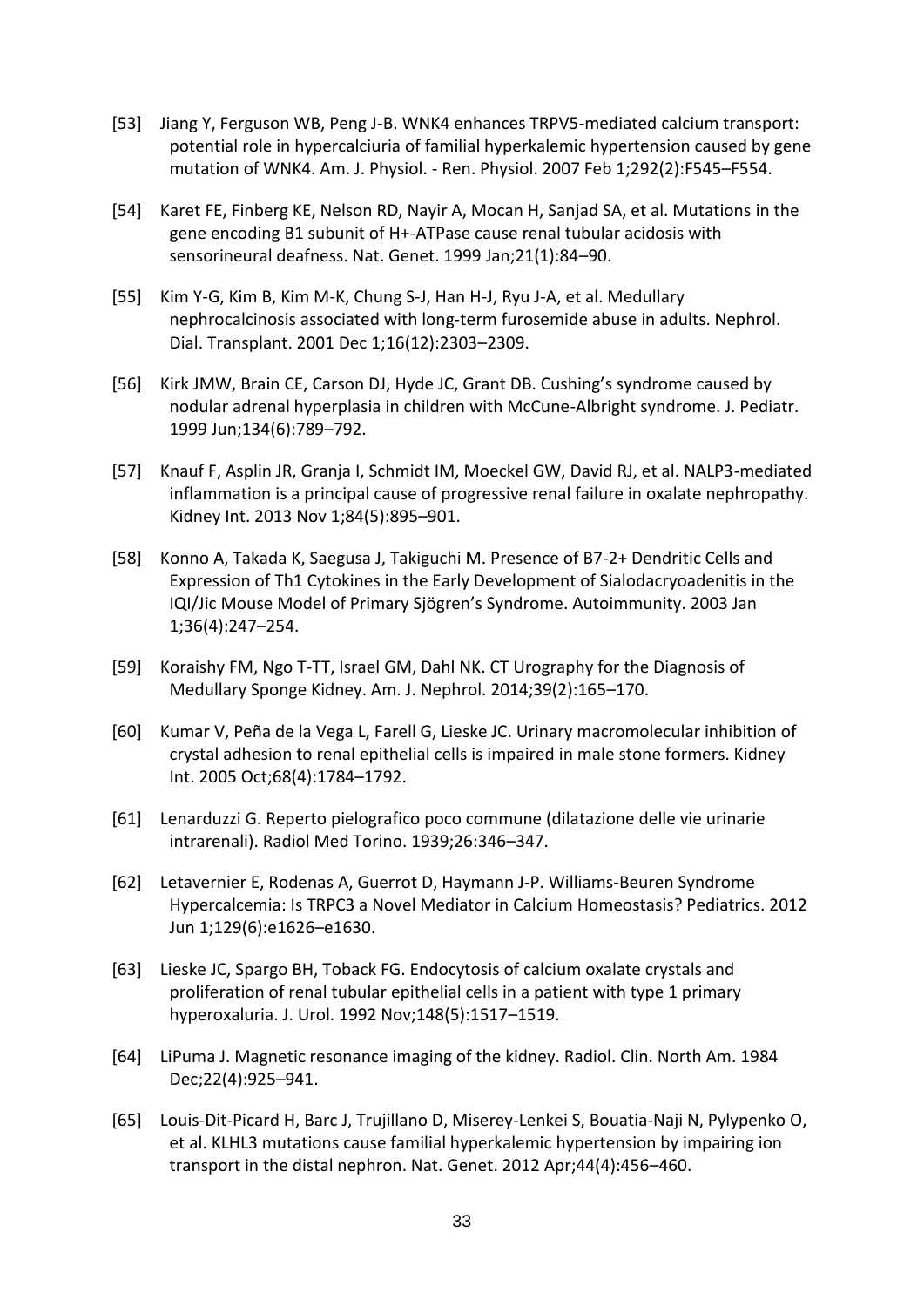[53] Jiang Y, Ferguson WB, Peng J-B. WNK4 enhances TRPV5-mediated calcium transport: potential role in hypercalciuria of familial hyperkalemic hypertension caused by gene mutation of WNK4. Am. J. Physiol. - Ren. Physiol. 2007 Feb 1;292(2):F545–F554.

[54] Karet FE, Finberg KE, Nelson RD, Nayir A, Mocan H, Sanjad SA, et al. Mutations in the gene encoding B1 subunit of H+-ATPase cause renal tubular acidosis with sensorineural deafness. Nat. Genet. 1999 Jan;21(1):84–90.

[55] Kim Y-G, Kim B, Kim M-K, Chung S-J, Han H-J, Ryu J-A, et al. Medullary nephrocalcinosis associated with long-term furosemide abuse in adults. Nephrol. Dial. Transplant. 2001 Dec 1;16(12):2303–2309.

[56] Kirk JMW, Brain CE, Carson DJ, Hyde JC, Grant DB. Cushing's syndrome caused by nodular adrenal hyperplasia in children with McCune-Albright syndrome. J. Pediatr. 1999 Jun;134(6):789–792.

[57] Knauf F, Asplin JR, Granja I, Schmidt IM, Moeckel GW, David RJ, et al. NALP3-mediated inflammation is a principal cause of progressive renal failure in oxalate nephropathy. Kidney Int. 2013 Nov 1;84(5):895–901.

[58] Konno A, Takada K, Saegusa J, Takiguchi M. Presence of B7-2+ Dendritic Cells and Expression of Th1 Cytokines in the Early Development of Sialodacryoadenitis in the IQI/Jic Mouse Model of Primary Sjögren's Syndrome. Autoimmunity. 2003 Jan 1;36(4):247–254.

[59] Koraishy FM, Ngo T-TT, Israel GM, Dahl NK. CT Urography for the Diagnosis of Medullary Sponge Kidney. Am. J. Nephrol. 2014;39(2):165–170.

[60] Kumar V, Peña de la Vega L, Farell G, Lieske JC. Urinary macromolecular inhibition of crystal adhesion to renal epithelial cells is impaired in male stone formers. Kidney Int. 2005 Oct;68(4):1784–1792.

[61] Lenarduzzi G. Reperto pielografico poco commune (dilatazione delle vie urinarie intrarenali). Radiol Med Torino. 1939;26:346–347.

[62] Letavernier E, Rodenas A, Guerrot D, Haymann J-P. Williams-Beuren Syndrome Hypercalcemia: Is TRPC3 a Novel Mediator in Calcium Homeostasis? Pediatrics. 2012 Jun 1;129(6):e1626–e1630.

[63] Lieske JC, Spargo BH, Toback FG. Endocytosis of calcium oxalate crystals and proliferation of renal tubular epithelial cells in a patient with type 1 primary hyperoxaluria. J. Urol. 1992 Nov;148(5):1517–1519.

[64] LiPuma J. Magnetic resonance imaging of the kidney. Radiol. Clin. North Am. 1984 Dec;22(4):925–941.

[65] Louis-Dit-Picard H, Barc J, Trujillano D, Miserey-Lenkei S, Bouatia-Naji N, Pylypenko O, et al. KLHL3 mutations cause familial hyperkalemic hypertension by impairing ion transport in the distal nephron. Nat. Genet. 2012 Apr;44(4):456–460.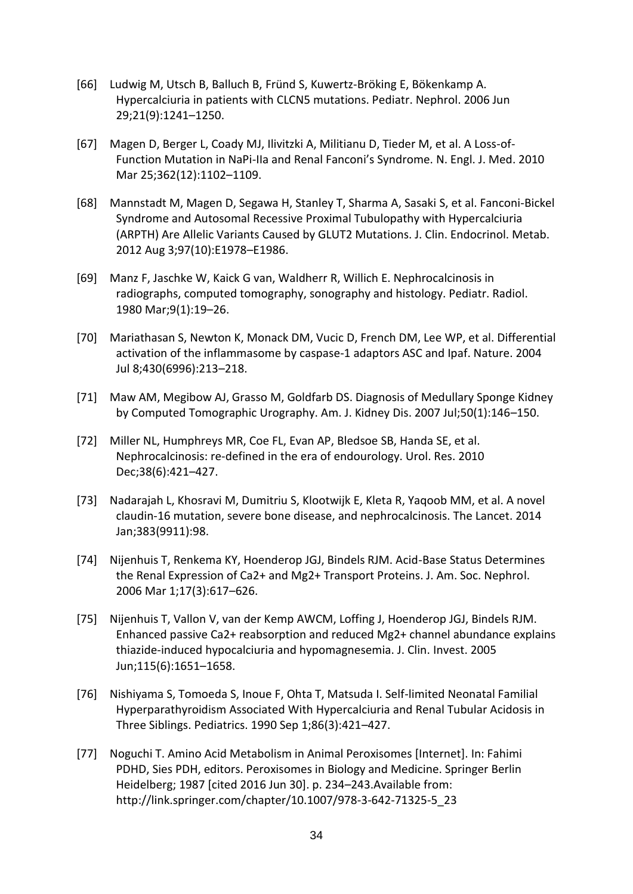[66] Ludwig M, Utsch B, Balluch B, Fründ S, Kuwertz-Bröking E, Bökenkamp A. Hypercalciuria in patients with CLCN5 mutations. Pediatr. Nephrol. 2006 Jun 29;21(9):1241–1250.

[67] Magen D, Berger L, Coady MJ, Ilivitzki A, Militianu D, Tieder M, et al. A Loss-of-Function Mutation in NaPi-IIa and Renal Fanconi's Syndrome. N. Engl. J. Med. 2010 Mar 25;362(12):1102–1109.

[68] Mannstadt M, Magen D, Segawa H, Stanley T, Sharma A, Sasaki S, et al. Fanconi-Bickel Syndrome and Autosomal Recessive Proximal Tubulopathy with Hypercalciuria (ARPTH) Are Allelic Variants Caused by GLUT2 Mutations. J. Clin. Endocrinol. Metab. 2012 Aug 3;97(10):E1978–E1986.

[69] Manz F, Jaschke W, Kaick G van, Waldherr R, Willich E. Nephrocalcinosis in radiographs, computed tomography, sonography and histology. Pediatr. Radiol. 1980 Mar;9(1):19–26.

[70] Mariathasan S, Newton K, Monack DM, Vucic D, French DM, Lee WP, et al. Differential activation of the inflammasome by caspase-1 adaptors ASC and Ipaf. Nature. 2004 Jul 8;430(6996):213–218.

[71] Maw AM, Megibow AJ, Grasso M, Goldfarb DS. Diagnosis of Medullary Sponge Kidney by Computed Tomographic Urography. Am. J. Kidney Dis. 2007 Jul;50(1):146–150.

[72] Miller NL, Humphreys MR, Coe FL, Evan AP, Bledsoe SB, Handa SE, et al. Nephrocalcinosis: re-defined in the era of endourology. Urol. Res. 2010 Dec;38(6):421–427.

[73] Nadarajah L, Khosravi M, Dumitriu S, Klootwijk E, Kleta R, Yaqoob MM, et al. A novel claudin-16 mutation, severe bone disease, and nephrocalcinosis. The Lancet. 2014 Jan;383(9911):98.

[74] Nijenhuis T, Renkema KY, Hoenderop JGJ, Bindels RJM. Acid-Base Status Determines the Renal Expression of Ca2+ and Mg2+ Transport Proteins. J. Am. Soc. Nephrol. 2006 Mar 1;17(3):617–626.

[75] Nijenhuis T, Vallon V, van der Kemp AWCM, Loffing J, Hoenderop JGJ, Bindels RJM. Enhanced passive Ca2+ reabsorption and reduced Mg2+ channel abundance explains thiazide-induced hypocalciuria and hypomagnesemia. J. Clin. Invest. 2005 Jun;115(6):1651–1658.

[76] Nishiyama S, Tomoeda S, Inoue F, Ohta T, Matsuda I. Self-limited Neonatal Familial Hyperparathyroidism Associated With Hypercalciuria and Renal Tubular Acidosis in Three Siblings. Pediatrics. 1990 Sep 1;86(3):421–427.

[77] Noguchi T. Amino Acid Metabolism in Animal Peroxisomes [Internet]. In: Fahimi PDHD, Sies PDH, editors. Peroxisomes in Biology and Medicine. Springer Berlin Heidelberg; 1987 [cited 2016 Jun 30]. p. 234–243.Available from: http://link.springer.com/chapter/10.1007/978-3-642-71325-5_23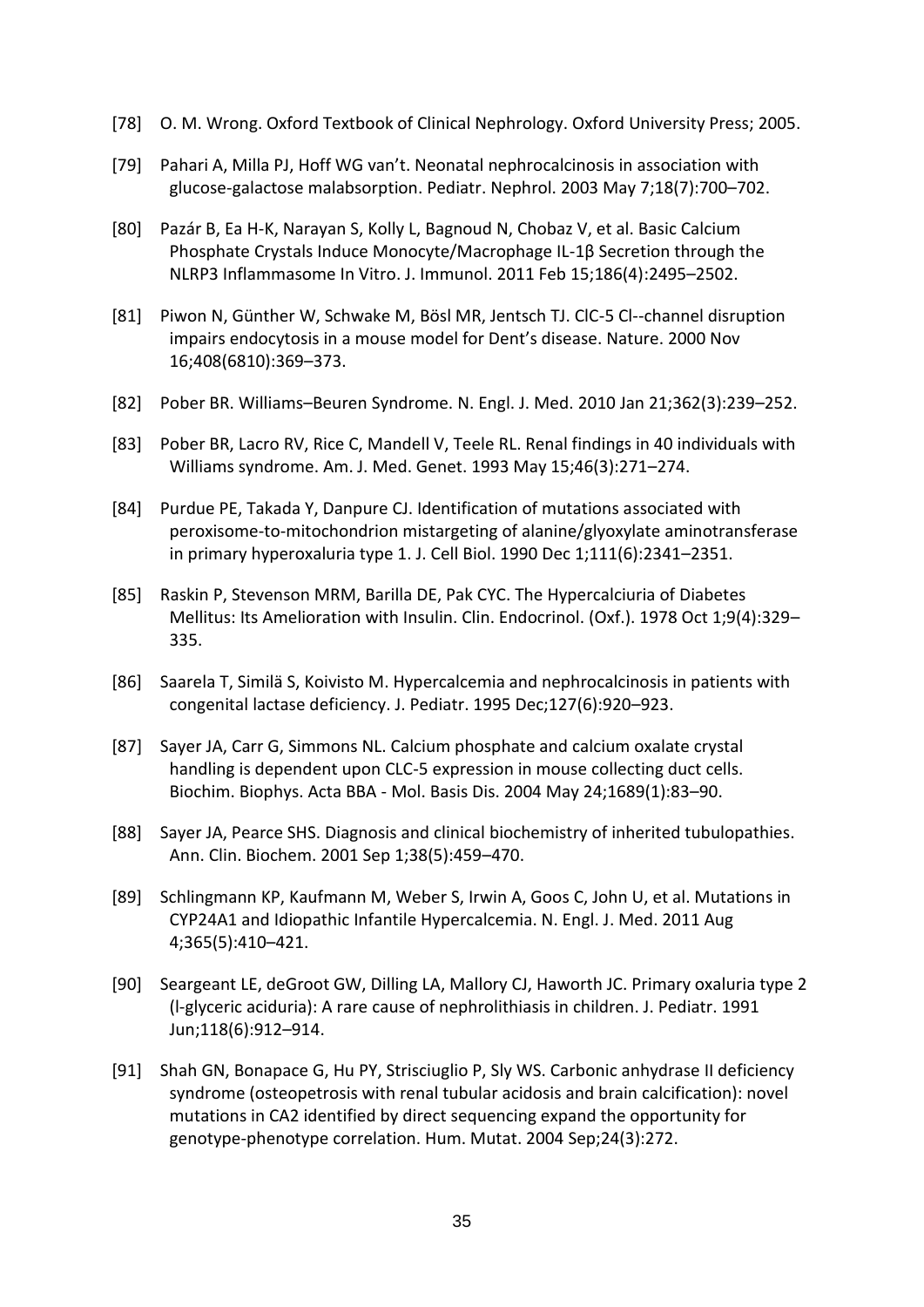[78] O. M. Wrong. Oxford Textbook of Clinical Nephrology. Oxford University Press; 2005.

[79] Pahari A, Milla PJ, Hoff WG van't. Neonatal nephrocalcinosis in association with glucose-galactose malabsorption. Pediatr. Nephrol. 2003 May 7;18(7):700–702.

[80] Pazár B, Ea H-K, Narayan S, Kolly L, Bagnoud N, Chobaz V, et al. Basic Calcium Phosphate Crystals Induce Monocyte/Macrophage IL-1β Secretion through the NLRP3 Inflammasome In Vitro. J. Immunol. 2011 Feb 15;186(4):2495–2502.

[81] Piwon N, Günther W, Schwake M, Bösl MR, Jentsch TJ. ClC-5 Cl--channel disruption impairs endocytosis in a mouse model for Dent's disease. Nature. 2000 Nov 16;408(6810):369–373.

[82] Pober BR. Williams–Beuren Syndrome. N. Engl. J. Med. 2010 Jan 21;362(3):239–252.

[83] Pober BR, Lacro RV, Rice C, Mandell V, Teele RL. Renal findings in 40 individuals with Williams syndrome. Am. J. Med. Genet. 1993 May 15;46(3):271–274.

[84] Purdue PE, Takada Y, Danpure CJ. Identification of mutations associated with peroxisome-to-mitochondrion mistargeting of alanine/glyoxylate aminotransferase in primary hyperoxaluria type 1. J. Cell Biol. 1990 Dec 1;111(6):2341–2351.

[85] Raskin P, Stevenson MRM, Barilla DE, Pak CYC. The Hypercalciuria of Diabetes Mellitus: Its Amelioration with Insulin. Clin. Endocrinol. (Oxf.). 1978 Oct 1;9(4):329–335.

[86] Saarela T, Similä S, Koivisto M. Hypercalcemia and nephrocalcinosis in patients with congenital lactase deficiency. J. Pediatr. 1995 Dec;127(6):920–923.

[87] Sayer JA, Carr G, Simmons NL. Calcium phosphate and calcium oxalate crystal handling is dependent upon CLC-5 expression in mouse collecting duct cells. Biochim. Biophys. Acta BBA - Mol. Basis Dis. 2004 May 24;1689(1):83–90.

[88] Sayer JA, Pearce SHS. Diagnosis and clinical biochemistry of inherited tubulopathies. Ann. Clin. Biochem. 2001 Sep 1;38(5):459–470.

[89] Schlingmann KP, Kaufmann M, Weber S, Irwin A, Goos C, John U, et al. Mutations in CYP24A1 and Idiopathic Infantile Hypercalcemia. N. Engl. J. Med. 2011 Aug 4;365(5):410–421.

[90] Seargeant LE, deGroot GW, Dilling LA, Mallory CJ, Haworth JC. Primary oxaluria type 2 (l-glyceric aciduria): A rare cause of nephrolithiasis in children. J. Pediatr. 1991 Jun;118(6):912–914.

[91] Shah GN, Bonapace G, Hu PY, Strisciuglio P, Sly WS. Carbonic anhydrase II deficiency syndrome (osteopetrosis with renal tubular acidosis and brain calcification): novel mutations in CA2 identified by direct sequencing expand the opportunity for genotype-phenotype correlation. Hum. Mutat. 2004 Sep;24(3):272.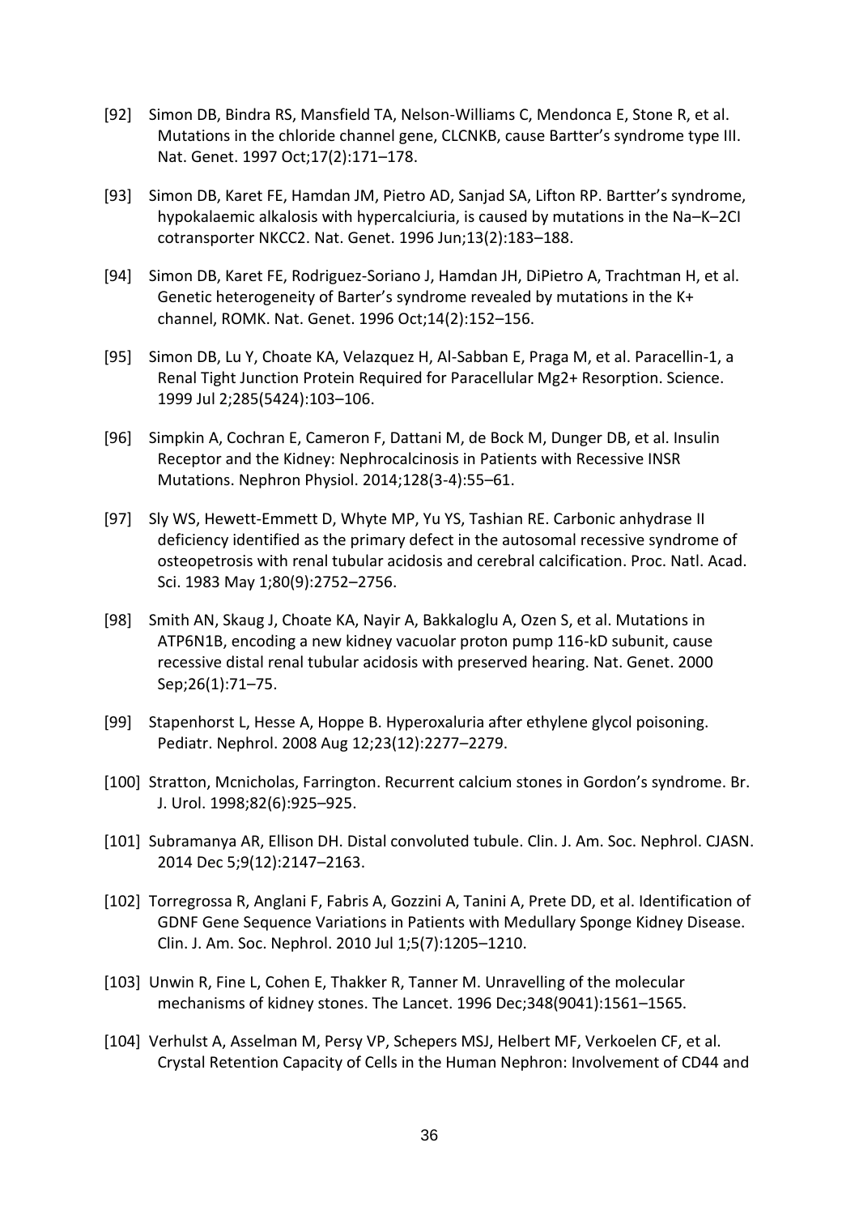[92] Simon DB, Bindra RS, Mansfield TA, Nelson-Williams C, Mendonca E, Stone R, et al. Mutations in the chloride channel gene, CLCNKB, cause Bartter's syndrome type III. Nat. Genet. 1997 Oct;17(2):171–178.

[93] Simon DB, Karet FE, Hamdan JM, Pietro AD, Sanjad SA, Lifton RP. Bartter's syndrome, hypokalaemic alkalosis with hypercalciuria, is caused by mutations in the Na–K–2CI cotransporter NKCC2. Nat. Genet. 1996 Jun;13(2):183–188.

[94] Simon DB, Karet FE, Rodriguez-Soriano J, Hamdan JH, DiPietro A, Trachtman H, et al. Genetic heterogeneity of Barter's syndrome revealed by mutations in the K+ channel, ROMK. Nat. Genet. 1996 Oct;14(2):152–156.

[95] Simon DB, Lu Y, Choate KA, Velazquez H, Al-Sabban E, Praga M, et al. Paracellin-1, a Renal Tight Junction Protein Required for Paracellular Mg2+ Resorption. Science. 1999 Jul 2;285(5424):103–106.

[96] Simpkin A, Cochran E, Cameron F, Dattani M, de Bock M, Dunger DB, et al. Insulin Receptor and the Kidney: Nephrocalcinosis in Patients with Recessive INSR Mutations. Nephron Physiol. 2014;128(3-4):55–61.

[97] Sly WS, Hewett-Emmett D, Whyte MP, Yu YS, Tashian RE. Carbonic anhydrase II deficiency identified as the primary defect in the autosomal recessive syndrome of osteopetrosis with renal tubular acidosis and cerebral calcification. Proc. Natl. Acad. Sci. 1983 May 1;80(9):2752–2756.

[98] Smith AN, Skaug J, Choate KA, Nayir A, Bakkaloglu A, Ozen S, et al. Mutations in ATP6N1B, encoding a new kidney vacuolar proton pump 116-kD subunit, cause recessive distal renal tubular acidosis with preserved hearing. Nat. Genet. 2000 Sep;26(1):71–75.

[99] Stapenhorst L, Hesse A, Hoppe B. Hyperoxaluria after ethylene glycol poisoning. Pediatr. Nephrol. 2008 Aug 12;23(12):2277–2279.

[100] Stratton, Mcnicholas, Farrington. Recurrent calcium stones in Gordon's syndrome. Br. J. Urol. 1998;82(6):925–925.

[101] Subramanya AR, Ellison DH. Distal convoluted tubule. Clin. J. Am. Soc. Nephrol. CJASN. 2014 Dec 5;9(12):2147–2163.

[102] Torregrossa R, Anglani F, Fabris A, Gozzini A, Tanini A, Prete DD, et al. Identification of GDNF Gene Sequence Variations in Patients with Medullary Sponge Kidney Disease. Clin. J. Am. Soc. Nephrol. 2010 Jul 1;5(7):1205–1210.

[103] Unwin R, Fine L, Cohen E, Thakker R, Tanner M. Unravelling of the molecular mechanisms of kidney stones. The Lancet. 1996 Dec;348(9041):1561–1565.

[104] Verhulst A, Asselman M, Persy VP, Schepers MSJ, Helbert MF, Verkoelen CF, et al. Crystal Retention Capacity of Cells in the Human Nephron: Involvement of CD44 and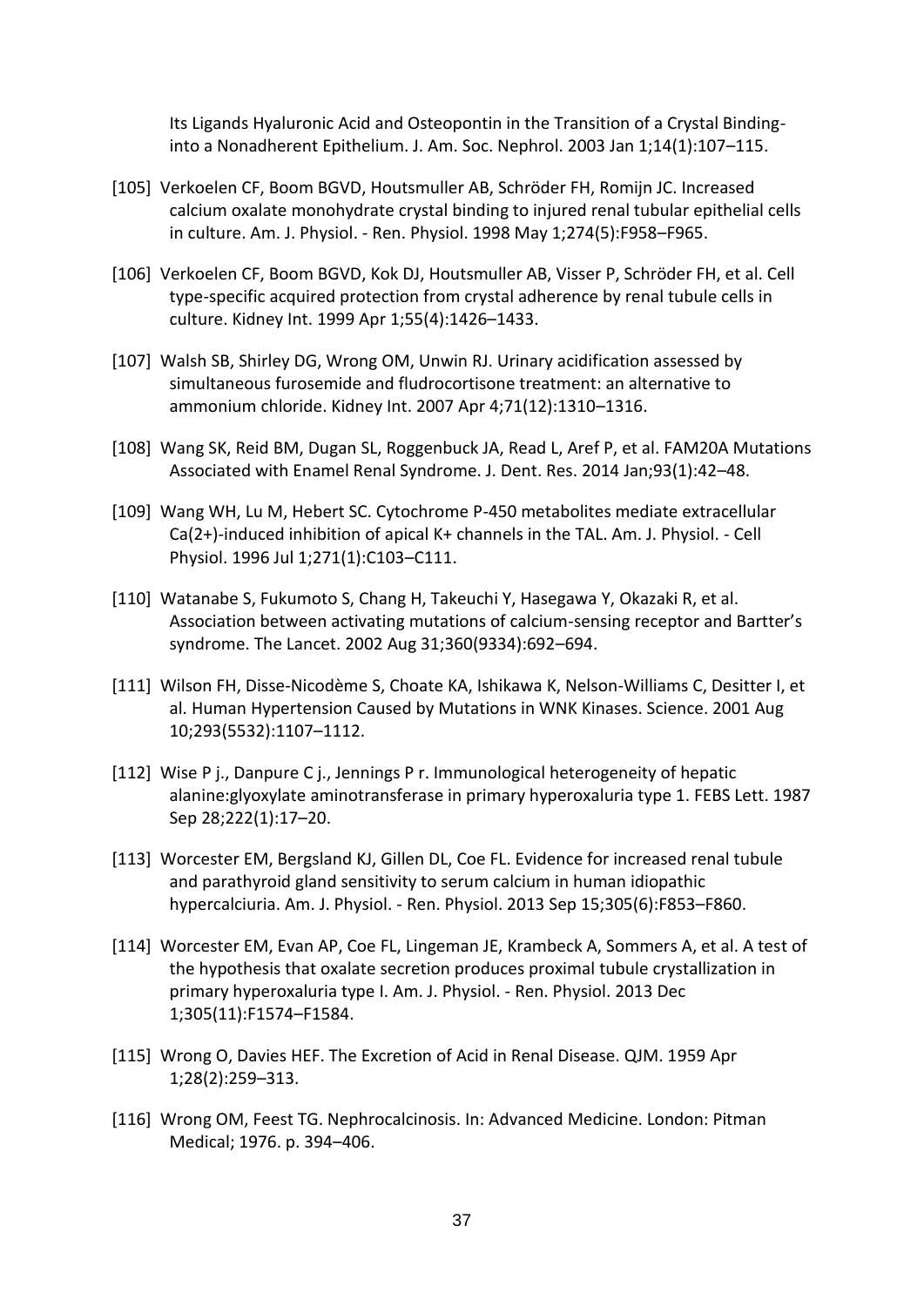Its Ligands Hyaluronic Acid and Osteopontin in the Transition of a Crystal Binding- into a Nonadherent Epithelium. J. Am. Soc. Nephrol. 2003 Jan 1;14(1):107–115.

[105] Verkoelen CF, Boom BGVD, Houtsmuller AB, Schröder FH, Romijn JC. Increased calcium oxalate monohydrate crystal binding to injured renal tubular epithelial cells in culture. Am. J. Physiol. - Ren. Physiol. 1998 May 1;274(5):F958–F965.

[106] Verkoelen CF, Boom BGVD, Kok DJ, Houtsmuller AB, Visser P, Schröder FH, et al. Cell type-specific acquired protection from crystal adherence by renal tubule cells in culture. Kidney Int. 1999 Apr 1;55(4):1426–1433.

[107] Walsh SB, Shirley DG, Wrong OM, Unwin RJ. Urinary acidification assessed by simultaneous furosemide and fludrocortisone treatment: an alternative to ammonium chloride. Kidney Int. 2007 Apr 4;71(12):1310–1316.

[108] Wang SK, Reid BM, Dugan SL, Roggenbuck JA, Read L, Aref P, et al. FAM20A Mutations Associated with Enamel Renal Syndrome. J. Dent. Res. 2014 Jan;93(1):42–48.

[109] Wang WH, Lu M, Hebert SC. Cytochrome P-450 metabolites mediate extracellular Ca(2+)-induced inhibition of apical K+ channels in the TAL. Am. J. Physiol. - Cell Physiol. 1996 Jul 1;271(1):C103–C111.

[110] Watanabe S, Fukumoto S, Chang H, Takeuchi Y, Hasegawa Y, Okazaki R, et al. Association between activating mutations of calcium-sensing receptor and Bartter's syndrome. The Lancet. 2002 Aug 31;360(9334):692–694.

[111] Wilson FH, Disse-Nicodème S, Choate KA, Ishikawa K, Nelson-Williams C, Desitter I, et al. Human Hypertension Caused by Mutations in WNK Kinases. Science. 2001 Aug 10;293(5532):1107–1112.

[112] Wise P j., Danpure C j., Jennings P r. Immunological heterogeneity of hepatic alanine:glyoxylate aminotransferase in primary hyperoxaluria type 1. FEBS Lett. 1987 Sep 28;222(1):17–20.

[113] Worcester EM, Bergsland KJ, Gillen DL, Coe FL. Evidence for increased renal tubule and parathyroid gland sensitivity to serum calcium in human idiopathic hypercalciuria. Am. J. Physiol. - Ren. Physiol. 2013 Sep 15;305(6):F853–F860.

[114] Worcester EM, Evan AP, Coe FL, Lingeman JE, Krambeck A, Sommers A, et al. A test of the hypothesis that oxalate secretion produces proximal tubule crystallization in primary hyperoxaluria type I. Am. J. Physiol. - Ren. Physiol. 2013 Dec 1;305(11):F1574–F1584.

[115] Wrong O, Davies HEF. The Excretion of Acid in Renal Disease. QJM. 1959 Apr 1;28(2):259–313.

[116] Wrong OM, Feest TG. Nephrocalcinosis. In: Advanced Medicine. London: Pitman Medical; 1976. p. 394–406.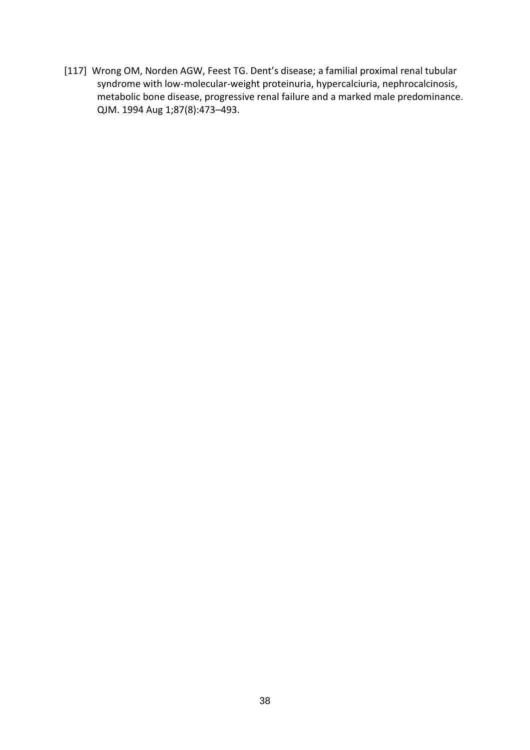[117] Wrong OM, Norden AGW, Feest TG. Dent's disease; a familial proximal renal tubular syndrome with low-molecular-weight proteinuria, hypercalciuria, nephrocalcinosis, metabolic bone disease, progressive renal failure and a marked male predominance. QJM. 1994 Aug 1;87(8):473–493.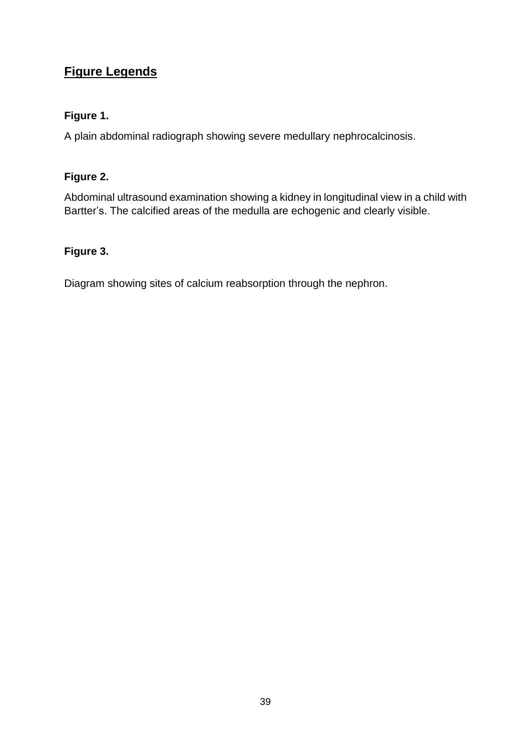## Figure Legends

**Figure 1.**

A plain abdominal radiograph showing severe medullary nephrocalcinosis.

**Figure 2.**

Abdominal ultrasound examination showing a kidney in longitudinal view in a child with Bartter's. The calcified areas of the medulla are echogenic and clearly visible.

**Figure 3.**

Diagram showing sites of calcium reabsorption through the nephron.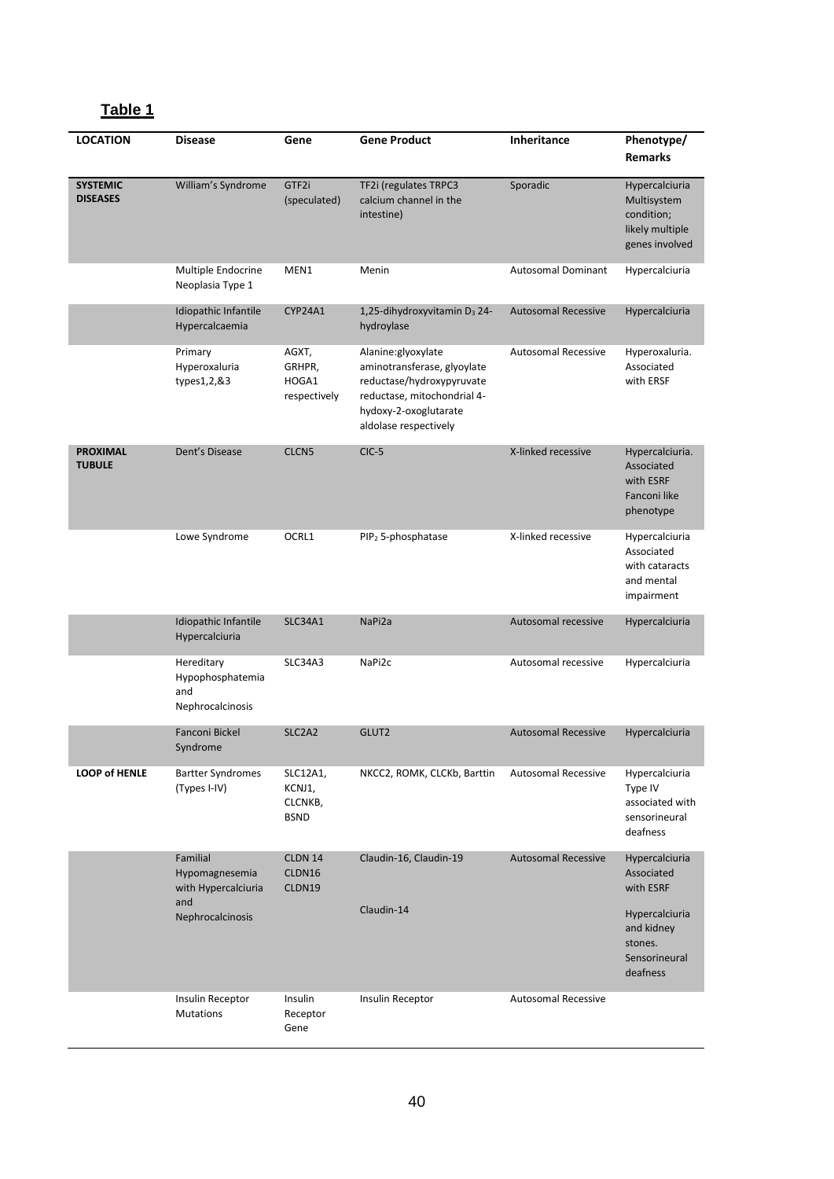**Table 1**

| LOCATION | Disease | Gene | Gene Product | Inheritance | Phenotype/ Remarks |
|---|---|---|---|---|---|
| **SYSTEMIC DISEASES** | William's Syndrome | GTF2i (speculated) | TF2i (regulates TRPC3 calcium channel in the intestine) | Sporadic | Hypercalciuria Multisystem condition; likely multiple genes involved |
| | Multiple Endocrine Neoplasia Type 1 | MEN1 | Menin | Autosomal Dominant | Hypercalciuria |
| | Idiopathic Infantile Hypercalcaemia | CYP24A1 | 1,25-dihydroxyvitamin $D_3$ 24-hydroylase | Autosomal Recessive | Hypercalciuria |
| | Primary Hyperoxaluria types1,2,&3 | AGXT, GRHPR, HOGA1 respectively | Alanine:glyoxylate aminotransferase, glyoylate reductase/hydroxypyruvate reductase, mitochondrial 4-hydoxy-2-oxoglutarate aldolase respectively | Autosomal Recessive | Hyperoxaluria. Associated with ERSF |
| **PROXIMAL TUBULE** | Dent's Disease | CLCN5 | ClC-5 | X-linked recessive | Hypercalciuria. Associated with ESRF Fanconi like phenotype |
| | Lowe Syndrome | OCRL1 | $PIP_2$ 5-phosphatase | X-linked recessive | Hypercalciuria Associated with cataracts and mental impairment |
| | Idiopathic Infantile Hypercalciuria | SLC34A1 | NaPi2a | Autosomal recessive | Hypercalciuria |
| | Hereditary Hypophosphatemia and Nephrocalcinosis | SLC34A3 | NaPi2c | Autosomal recessive | Hypercalciuria |
| | Fanconi Bickel Syndrome | SLC2A2 | GLUT2 | Autosomal Recessive | Hypercalciuria |
| **LOOP of HENLE** | Bartter Syndromes (Types I-IV) | SLC12A1, KCNJ1, CLCNKB, BSND | NKCC2, ROMK, CLCKb, Barttin | Autosomal Recessive | Hypercalciuria Type IV associated with sensorineural deafness |
| | Familial Hypomagnesemia with Hypercalciuria and Nephrocalcinosis | CLDN 14 CLDN16 CLDN19 | Claudin-16, Claudin-19<br><br>Claudin-14 | Autosomal Recessive | Hypercalciuria Associated with ESRF<br><br>Hypercalciuria and kidney stones. Sensorineural deafness |
| | Insulin Receptor Mutations | Insulin Receptor Gene | Insulin Receptor | Autosomal Recessive | |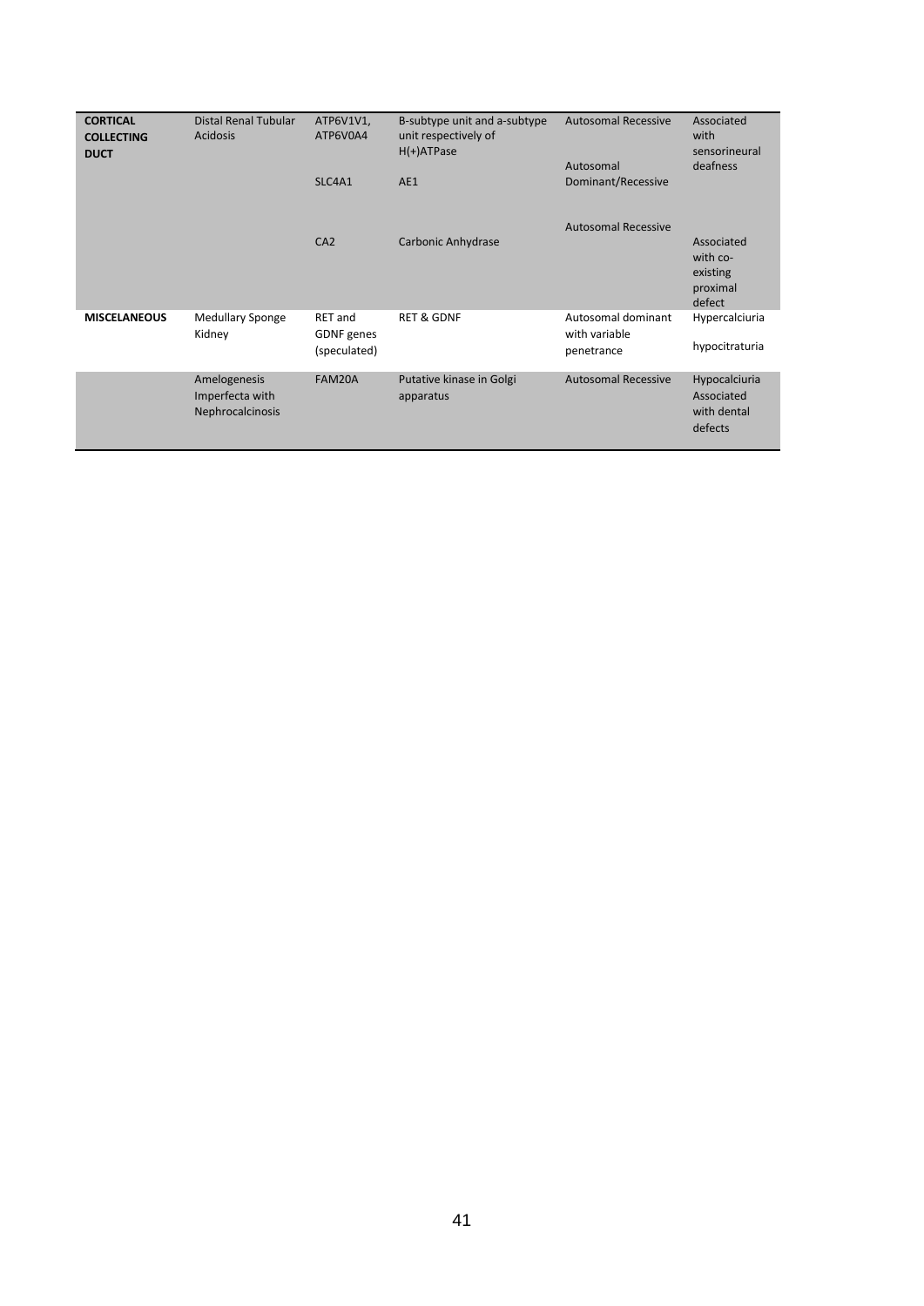| | | | | | |
|---|---|---|---|---|---|
| **CORTICAL COLLECTING DUCT** | Distal Renal Tubular Acidosis | ATP6V1V1, ATP6V0A4 | B-subtype unit and a-subtype unit respectively of H(+)ATPase | Autosomal Recessive | Associated with sensorineural deafness |
| | | SLC4A1 | AE1 | Autosomal Dominant/Recessive | |
| | | CA2 | Carbonic Anhydrase | Autosomal Recessive | Associated with co-existing proximal defect |
| **MISCELANEOUS** | Medullary Sponge Kidney | RET and GDNF genes (speculated) | RET & GDNF | Autosomal dominant with variable penetrance | Hypercalciuria hypocitraturia |
| | Amelogenesis Imperfecta with Nephrocalcinosis | FAM20A | Putative kinase in Golgi apparatus | Autosomal Recessive | Hypocalciuria Associated with dental defects |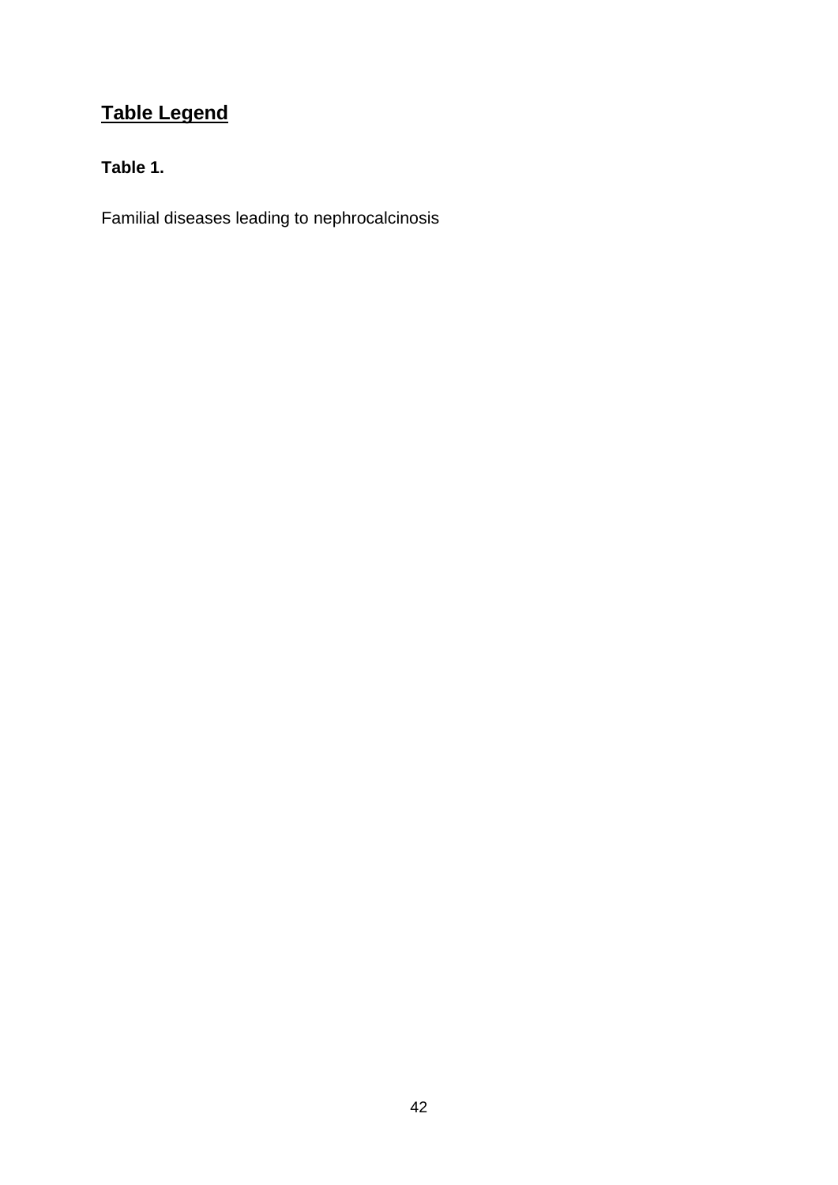## Table Legend

**Table 1.**

Familial diseases leading to nephrocalcinosis